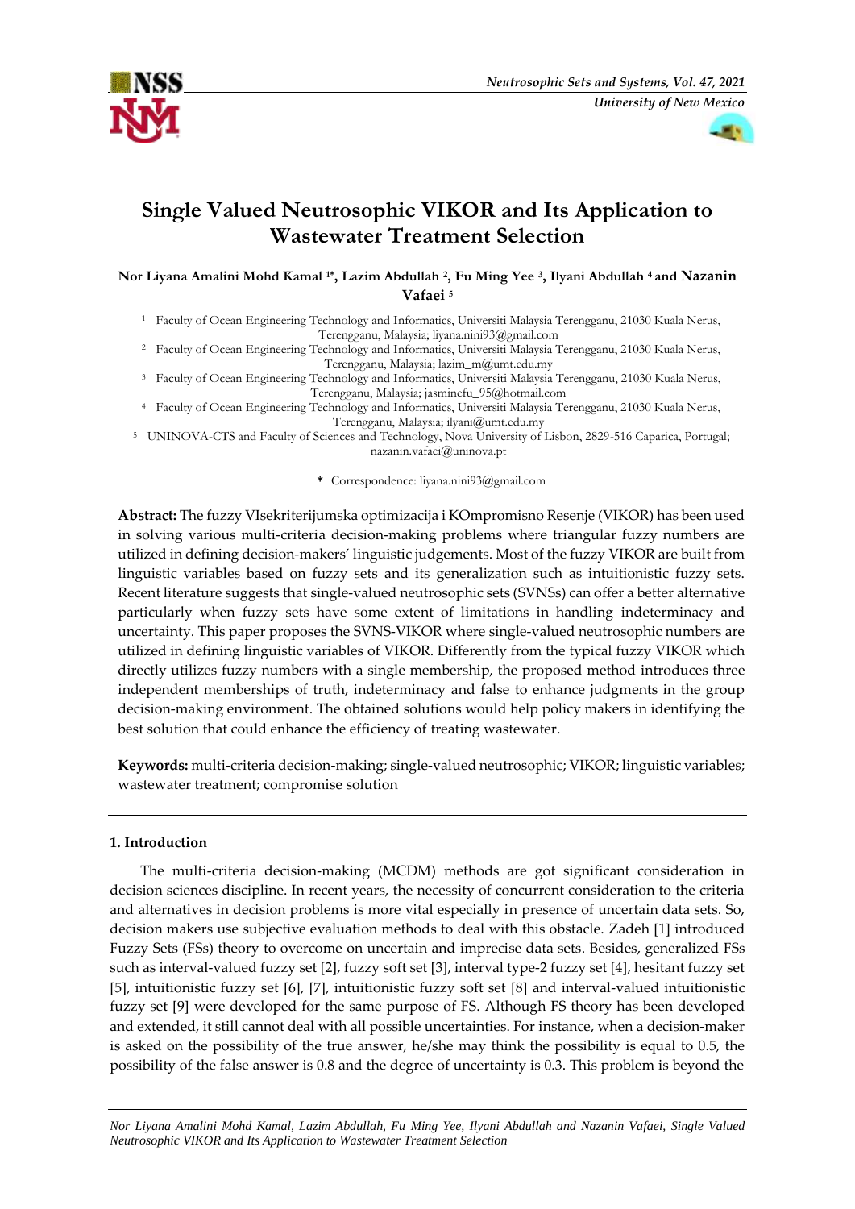# Single Valued Neutrosophic VIKOR and Its Application to Wastewater Treatment Selection

**Nor Liyana Amalini Mohd Kamal [1*], Lazim Abdullah [2], Fu Ming Yee [3], Ilyani Abdullah [4] and Nazanin Vafaei [5]**

[1] Faculty of Ocean Engineering Technology and Informatics, Universiti Malaysia Terengganu, 21030 Kuala Nerus, Terengganu, Malaysia; liyana.nini93@gmail.com

[2] Faculty of Ocean Engineering Technology and Informatics, Universiti Malaysia Terengganu, 21030 Kuala Nerus, Terengganu, Malaysia; lazim_m@umt.edu.my

[3] Faculty of Ocean Engineering Technology and Informatics, Universiti Malaysia Terengganu, 21030 Kuala Nerus, Terengganu, Malaysia; jasminefu_95@hotmail.com

[4] Faculty of Ocean Engineering Technology and Informatics, Universiti Malaysia Terengganu, 21030 Kuala Nerus, Terengganu, Malaysia; ilyani@umt.edu.my

[5] UNINOVA-CTS and Faculty of Sciences and Technology, Nova University of Lisbon, 2829-516 Caparica, Portugal; nazanin.vafaei@uninova.pt

\* Correspondence: liyana.nini93@gmail.com

**Abstract:** The fuzzy VIsekriterijumska optimizacija i KOmpromisno Resenje (VIKOR) has been used in solving various multi-criteria decision-making problems where triangular fuzzy numbers are utilized in defining decision-makers' linguistic judgements. Most of the fuzzy VIKOR are built from linguistic variables based on fuzzy sets and its generalization such as intuitionistic fuzzy sets. Recent literature suggests that single-valued neutrosophic sets (SVNSs) can offer a better alternative particularly when fuzzy sets have some extent of limitations in handling indeterminacy and uncertainty. This paper proposes the SVNS-VIKOR where single-valued neutrosophic numbers are utilized in defining linguistic variables of VIKOR. Differently from the typical fuzzy VIKOR which directly utilizes fuzzy numbers with a single membership, the proposed method introduces three independent memberships of truth, indeterminacy and false to enhance judgments in the group decision-making environment. The obtained solutions would help policy makers in identifying the best solution that could enhance the efficiency of treating wastewater.

**Keywords:** multi-criteria decision-making; single-valued neutrosophic; VIKOR; linguistic variables; wastewater treatment; compromise solution

## 1. Introduction

The multi-criteria decision-making (MCDM) methods are got significant consideration in decision sciences discipline. In recent years, the necessity of concurrent consideration to the criteria and alternatives in decision problems is more vital especially in presence of uncertain data sets. So, decision makers use subjective evaluation methods to deal with this obstacle. Zadeh [1] introduced Fuzzy Sets (FSs) theory to overcome on uncertain and imprecise data sets. Besides, generalized FSs such as interval-valued fuzzy set [2], fuzzy soft set [3], interval type-2 fuzzy set [4], hesitant fuzzy set [5], intuitionistic fuzzy set [6], [7], intuitionistic fuzzy soft set [8] and interval-valued intuitionistic fuzzy set [9] were developed for the same purpose of FS. Although FS theory has been developed and extended, it still cannot deal with all possible uncertainties. For instance, when a decision-maker is asked on the possibility of the true answer, he/she may think the possibility is equal to 0.5, the possibility of the false answer is 0.8 and the degree of uncertainty is 0.3. This problem is beyond the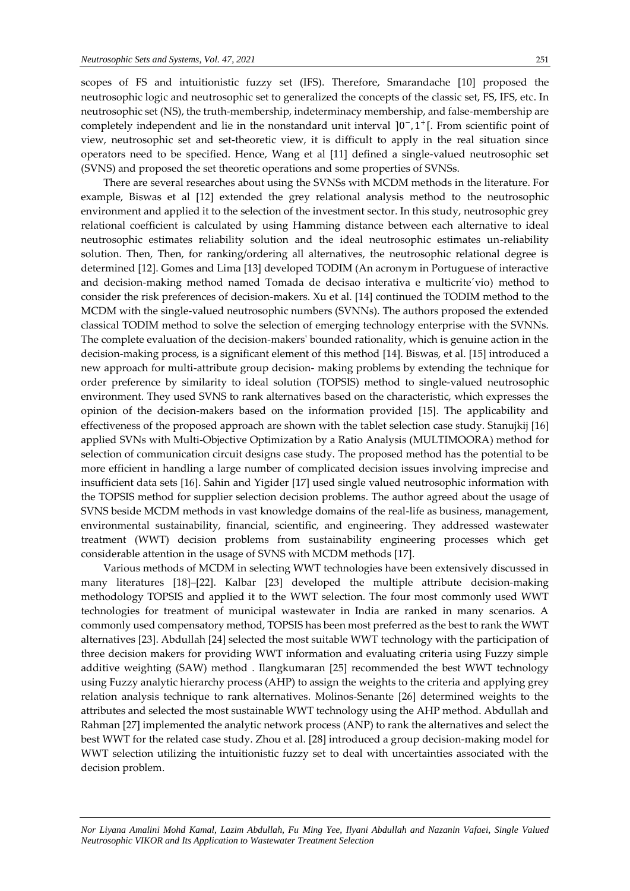scopes of FS and intuitionistic fuzzy set (IFS). Therefore, Smarandache [10] proposed the neutrosophic logic and neutrosophic set to generalized the concepts of the classic set, FS, IFS, etc. In neutrosophic set (NS), the truth-membership, indeterminacy membership, and false-membership are completely independent and lie in the nonstandard unit interval $]0^-, 1^+[$. From scientific point of view, neutrosophic set and set-theoretic view, it is difficult to apply in the real situation since operators need to be specified. Hence, Wang et al [11] defined a single-valued neutrosophic set (SVNS) and proposed the set theoretic operations and some properties of SVNSs.

There are several researches about using the SVNSs with MCDM methods in the literature. For example, Biswas et al [12] extended the grey relational analysis method to the neutrosophic environment and applied it to the selection of the investment sector. In this study, neutrosophic grey relational coefficient is calculated by using Hamming distance between each alternative to ideal neutrosophic estimates reliability solution and the ideal neutrosophic estimates un-reliability solution. Then, Then, for ranking/ordering all alternatives, the neutrosophic relational degree is determined [12]. Gomes and Lima [13] developed TODIM (An acronym in Portuguese of interactive and decision-making method named Tomada de decisao interativa e multicrite´vio) method to consider the risk preferences of decision-makers. Xu et al. [14] continued the TODIM method to the MCDM with the single-valued neutrosophic numbers (SVNNs). The authors proposed the extended classical TODIM method to solve the selection of emerging technology enterprise with the SVNNs. The complete evaluation of the decision-makers' bounded rationality, which is genuine action in the decision-making process, is a significant element of this method [14]. Biswas, et al. [15] introduced a new approach for multi-attribute group decision- making problems by extending the technique for order preference by similarity to ideal solution (TOPSIS) method to single-valued neutrosophic environment. They used SVNS to rank alternatives based on the characteristic, which expresses the opinion of the decision-makers based on the information provided [15]. The applicability and effectiveness of the proposed approach are shown with the tablet selection case study. Stanujkij [16] applied SVNs with Multi-Objective Optimization by a Ratio Analysis (MULTIMOORA) method for selection of communication circuit designs case study. The proposed method has the potential to be more efficient in handling a large number of complicated decision issues involving imprecise and insufficient data sets [16]. Sahin and Yigider [17] used single valued neutrosophic information with the TOPSIS method for supplier selection decision problems. The author agreed about the usage of SVNS beside MCDM methods in vast knowledge domains of the real-life as business, management, environmental sustainability, financial, scientific, and engineering. They addressed wastewater treatment (WWT) decision problems from sustainability engineering processes which get considerable attention in the usage of SVNS with MCDM methods [17].

Various methods of MCDM in selecting WWT technologies have been extensively discussed in many literatures [18]–[22]. Kalbar [23] developed the multiple attribute decision-making methodology TOPSIS and applied it to the WWT selection. The four most commonly used WWT technologies for treatment of municipal wastewater in India are ranked in many scenarios. A commonly used compensatory method, TOPSIS has been most preferred as the best to rank the WWT alternatives [23]. Abdullah [24] selected the most suitable WWT technology with the participation of three decision makers for providing WWT information and evaluating criteria using Fuzzy simple additive weighting (SAW) method . Ilangkumaran [25] recommended the best WWT technology using Fuzzy analytic hierarchy process (AHP) to assign the weights to the criteria and applying grey relation analysis technique to rank alternatives. Molinos-Senante [26] determined weights to the attributes and selected the most sustainable WWT technology using the AHP method. Abdullah and Rahman [27] implemented the analytic network process (ANP) to rank the alternatives and select the best WWT for the related case study. Zhou et al. [28] introduced a group decision-making model for WWT selection utilizing the intuitionistic fuzzy set to deal with uncertainties associated with the decision problem.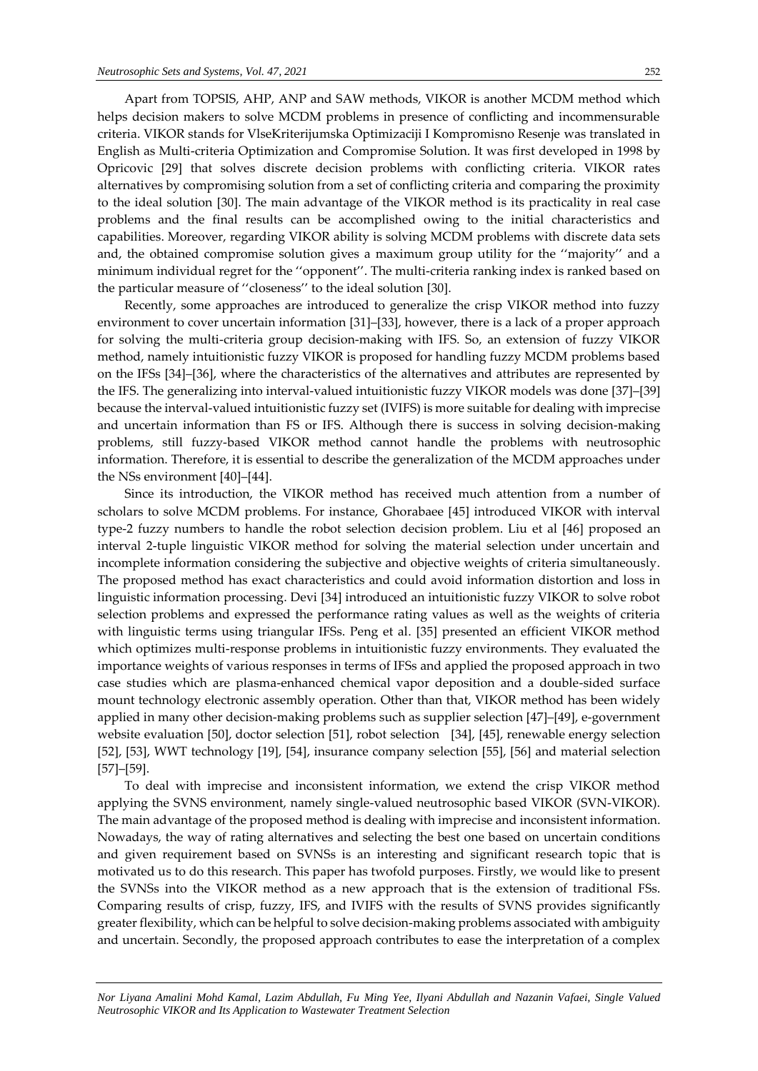Apart from TOPSIS, AHP, ANP and SAW methods, VIKOR is another MCDM method which helps decision makers to solve MCDM problems in presence of conflicting and incommensurable criteria. VIKOR stands for VlseKriterijumska Optimizaciji I Kompromisno Resenje was translated in English as Multi-criteria Optimization and Compromise Solution. It was first developed in 1998 by Opricovic [29] that solves discrete decision problems with conflicting criteria. VIKOR rates alternatives by compromising solution from a set of conflicting criteria and comparing the proximity to the ideal solution [30]. The main advantage of the VIKOR method is its practicality in real case problems and the final results can be accomplished owing to the initial characteristics and capabilities. Moreover, regarding VIKOR ability is solving MCDM problems with discrete data sets and, the obtained compromise solution gives a maximum group utility for the ''majority'' and a minimum individual regret for the ''opponent''. The multi-criteria ranking index is ranked based on the particular measure of ''closeness'' to the ideal solution [30].

Recently, some approaches are introduced to generalize the crisp VIKOR method into fuzzy environment to cover uncertain information [31]–[33], however, there is a lack of a proper approach for solving the multi-criteria group decision-making with IFS. So, an extension of fuzzy VIKOR method, namely intuitionistic fuzzy VIKOR is proposed for handling fuzzy MCDM problems based on the IFSs [34]–[36], where the characteristics of the alternatives and attributes are represented by the IFS. The generalizing into interval-valued intuitionistic fuzzy VIKOR models was done [37]–[39] because the interval-valued intuitionistic fuzzy set (IVIFS) is more suitable for dealing with imprecise and uncertain information than FS or IFS. Although there is success in solving decision-making problems, still fuzzy-based VIKOR method cannot handle the problems with neutrosophic information. Therefore, it is essential to describe the generalization of the MCDM approaches under the NSs environment [40]–[44].

Since its introduction, the VIKOR method has received much attention from a number of scholars to solve MCDM problems. For instance, Ghorabaee [45] introduced VIKOR with interval type-2 fuzzy numbers to handle the robot selection decision problem. Liu et al [46] proposed an interval 2-tuple linguistic VIKOR method for solving the material selection under uncertain and incomplete information considering the subjective and objective weights of criteria simultaneously. The proposed method has exact characteristics and could avoid information distortion and loss in linguistic information processing. Devi [34] introduced an intuitionistic fuzzy VIKOR to solve robot selection problems and expressed the performance rating values as well as the weights of criteria with linguistic terms using triangular IFSs. Peng et al. [35] presented an efficient VIKOR method which optimizes multi-response problems in intuitionistic fuzzy environments. They evaluated the importance weights of various responses in terms of IFSs and applied the proposed approach in two case studies which are plasma-enhanced chemical vapor deposition and a double-sided surface mount technology electronic assembly operation. Other than that, VIKOR method has been widely applied in many other decision-making problems such as supplier selection [47]–[49], e-government website evaluation [50], doctor selection [51], robot selection [34], [45], renewable energy selection [52], [53], WWT technology [19], [54], insurance company selection [55], [56] and material selection [57]–[59].

To deal with imprecise and inconsistent information, we extend the crisp VIKOR method applying the SVNS environment, namely single-valued neutrosophic based VIKOR (SVN-VIKOR). The main advantage of the proposed method is dealing with imprecise and inconsistent information. Nowadays, the way of rating alternatives and selecting the best one based on uncertain conditions and given requirement based on SVNSs is an interesting and significant research topic that is motivated us to do this research. This paper has twofold purposes. Firstly, we would like to present the SVNSs into the VIKOR method as a new approach that is the extension of traditional FSs. Comparing results of crisp, fuzzy, IFS, and IVIFS with the results of SVNS provides significantly greater flexibility, which can be helpful to solve decision-making problems associated with ambiguity and uncertain. Secondly, the proposed approach contributes to ease the interpretation of a complex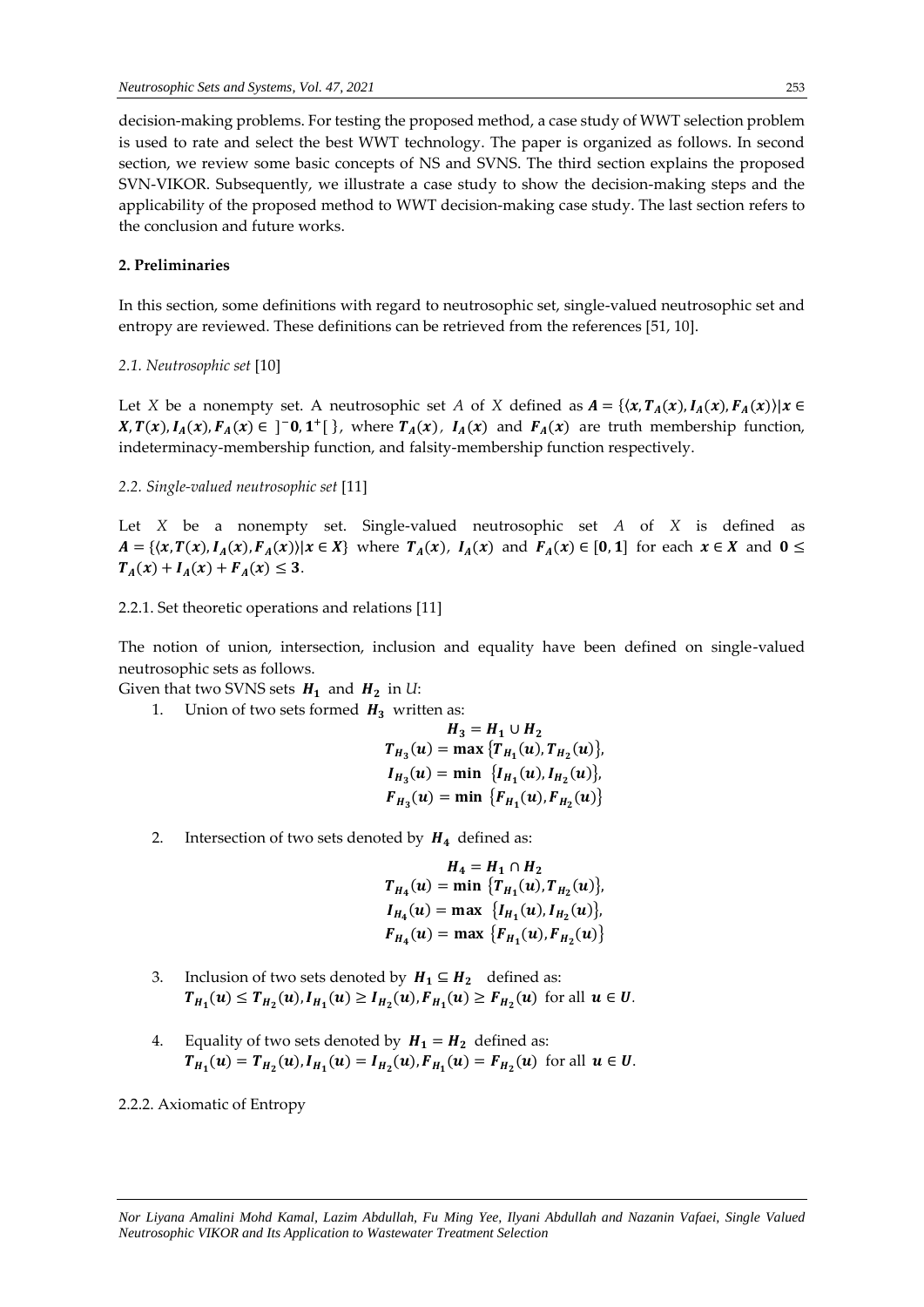decision-making problems. For testing the proposed method, a case study of WWT selection problem is used to rate and select the best WWT technology. The paper is organized as follows. In second section, we review some basic concepts of NS and SVNS. The third section explains the proposed SVN-VIKOR. Subsequently, we illustrate a case study to show the decision-making steps and the applicability of the proposed method to WWT decision-making case study. The last section refers to the conclusion and future works.

## 2. Preliminaries

In this section, some definitions with regard to neutrosophic set, single-valued neutrosophic set and entropy are reviewed. These definitions can be retrieved from the references [51, 10].

### *2.1. Neutrosophic set* [10]

Let $X$ be a nonempty set. A neutrosophic set $A$ of $X$ defined as $A = \{\langle x, T_A(x), I_A(x), F_A(x)\rangle | x \in X, T(x), I_A(x), F_A(x) \in\ ]^{-}0, 1^{+}[\ \}$, where $T_A(x)$, $I_A(x)$ and $F_A(x)$ are truth membership function, indeterminacy-membership function, and falsity-membership function respectively.

### *2.2. Single-valued neutrosophic set* [11]

Let $X$ be a nonempty set. Single-valued neutrosophic set $A$ of $X$ is defined as $A = \{\langle x, T(x), I_A(x), F_A(x)\rangle | x \in X\}$ where $T_A(x)$, $I_A(x)$ and $F_A(x) \in [0, 1]$ for each $x \in X$ and $0 \le T_A(x) + I_A(x) + F_A(x) \le 3$.

#### 2.2.1. Set theoretic operations and relations [11]

The notion of union, intersection, inclusion and equality have been defined on single-valued neutrosophic sets as follows.

Given that two SVNS sets $H_1$ and $H_2$ in $U$:

1. Union of two sets formed $H_3$ written as:

$$H_3 = H_1 \cup H_2$$
$$T_{H_3}(u) = \max\{T_{H_1}(u), T_{H_2}(u)\},$$
$$I_{H_3}(u) = \min\{I_{H_1}(u), I_{H_2}(u)\},$$
$$F_{H_3}(u) = \min\{F_{H_1}(u), F_{H_2}(u)\}$$

2. Intersection of two sets denoted by $H_4$ defined as:

$$H_4 = H_1 \cap H_2$$
$$T_{H_4}(u) = \min\{T_{H_1}(u), T_{H_2}(u)\},$$
$$I_{H_4}(u) = \max\{I_{H_1}(u), I_{H_2}(u)\},$$
$$F_{H_4}(u) = \max\{F_{H_1}(u), F_{H_2}(u)\}$$

3. Inclusion of two sets denoted by $H_1 \subseteq H_2$ defined as:
$T_{H_1}(u) \le T_{H_2}(u), I_{H_1}(u) \ge I_{H_2}(u), F_{H_1}(u) \ge F_{H_2}(u)$ for all $u \in U$.

4. Equality of two sets denoted by $H_1 = H_2$ defined as:
$T_{H_1}(u) = T_{H_2}(u), I_{H_1}(u) = I_{H_2}(u), F_{H_1}(u) = F_{H_2}(u)$ for all $u \in U$.

#### 2.2.2. Axiomatic of Entropy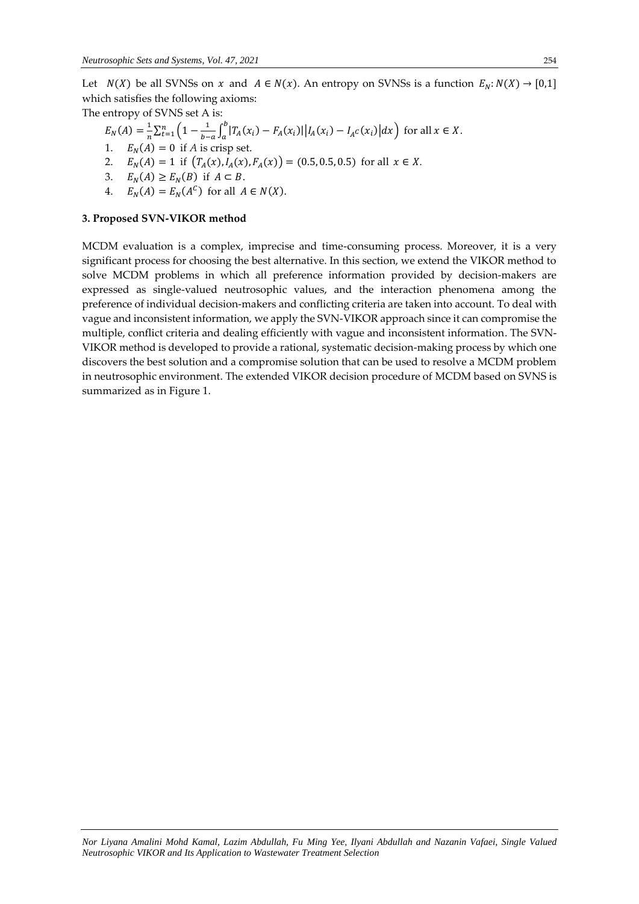Let $N(X)$ be all SVNSs on $x$ and $A \in N(x)$. An entropy on SVNSs is a function $E_N: N(X) \rightarrow [0,1]$ which satisfies the following axioms:

The entropy of SVNS set A is:

$$E_N(A) = \frac{1}{n}\sum_{t=1}^{n}\left(1 - \frac{1}{b-a}\int_a^b |T_A(x_i) - F_A(x_i)|\left|I_A(x_i) - I_{A^C}(x_i)\right|dx\right) \text{ for all } x \in X.$$

1. $E_N(A) = 0$ if $A$ is crisp set.
2. $E_N(A) = 1$ if $\left(T_A(x), I_A(x), F_A(x)\right) = (0.5, 0.5, 0.5)$ for all $x \in X$.
3. $E_N(A) \geq E_N(B)$ if $A \subset B$.
4. $E_N(A) = E_N(A^C)$ for all $A \in N(X)$.

## 3. Proposed SVN-VIKOR method

MCDM evaluation is a complex, imprecise and time-consuming process. Moreover, it is a very significant process for choosing the best alternative. In this section, we extend the VIKOR method to solve MCDM problems in which all preference information provided by decision-makers are expressed as single-valued neutrosophic values, and the interaction phenomena among the preference of individual decision-makers and conflicting criteria are taken into account. To deal with vague and inconsistent information, we apply the SVN-VIKOR approach since it can compromise the multiple, conflict criteria and dealing efficiently with vague and inconsistent information. The SVN-VIKOR method is developed to provide a rational, systematic decision-making process by which one discovers the best solution and a compromise solution that can be used to resolve a MCDM problem in neutrosophic environment. The extended VIKOR decision procedure of MCDM based on SVNS is summarized as in Figure 1.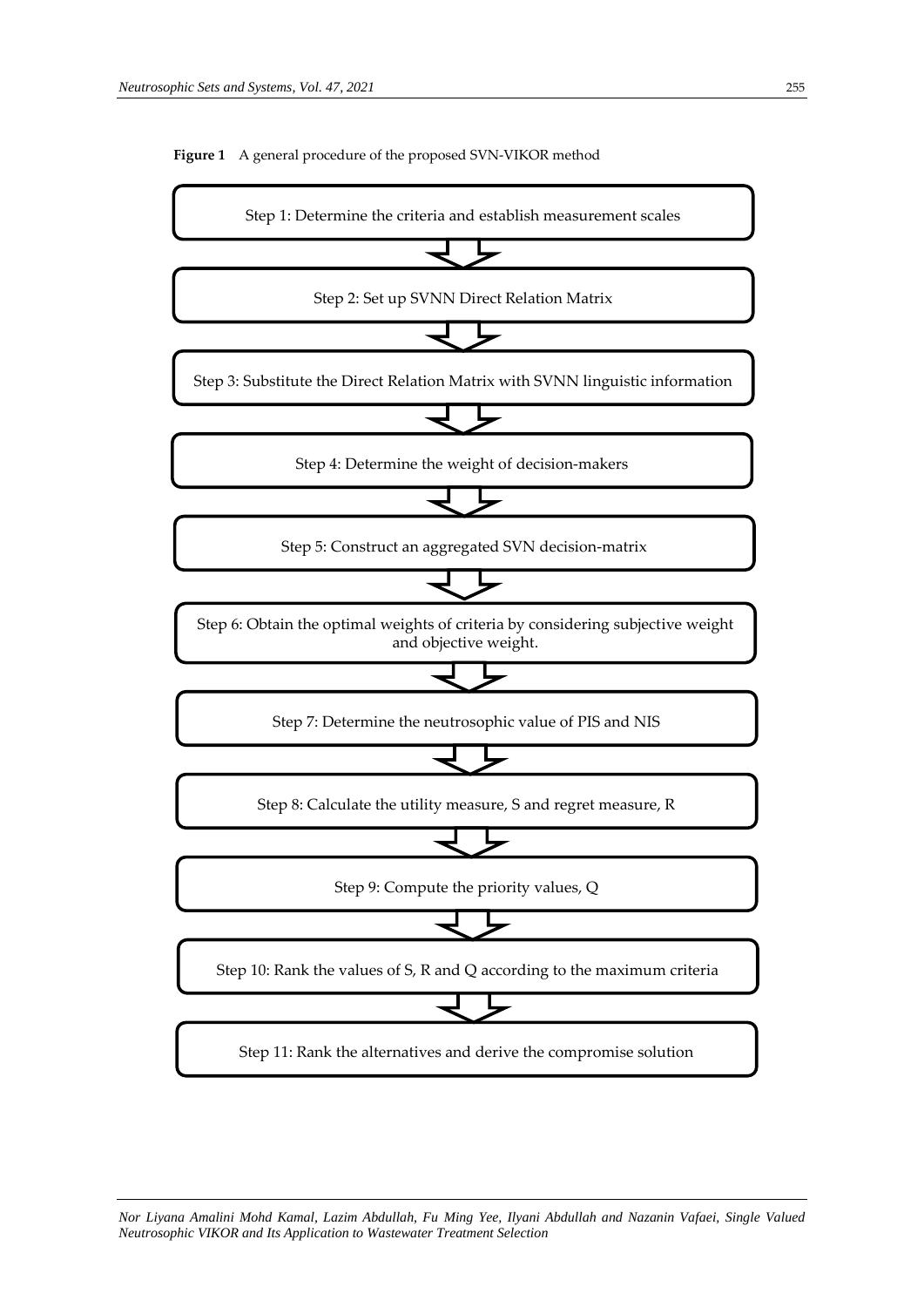**Figure 1** A general procedure of the proposed SVN-VIKOR method

Step 1: Determine the criteria and establish measurement scales

Step 2: Set up SVNN Direct Relation Matrix

Step 3: Substitute the Direct Relation Matrix with SVNN linguistic information

Step 4: Determine the weight of decision-makers

Step 5: Construct an aggregated SVN decision-matrix

Step 6: Obtain the optimal weights of criteria by considering subjective weight and objective weight.

Step 7: Determine the neutrosophic value of PIS and NIS

Step 8: Calculate the utility measure, S and regret measure, R

Step 9: Compute the priority values, Q

Step 10: Rank the values of S, R and Q according to the maximum criteria

Step 11: Rank the alternatives and derive the compromise solution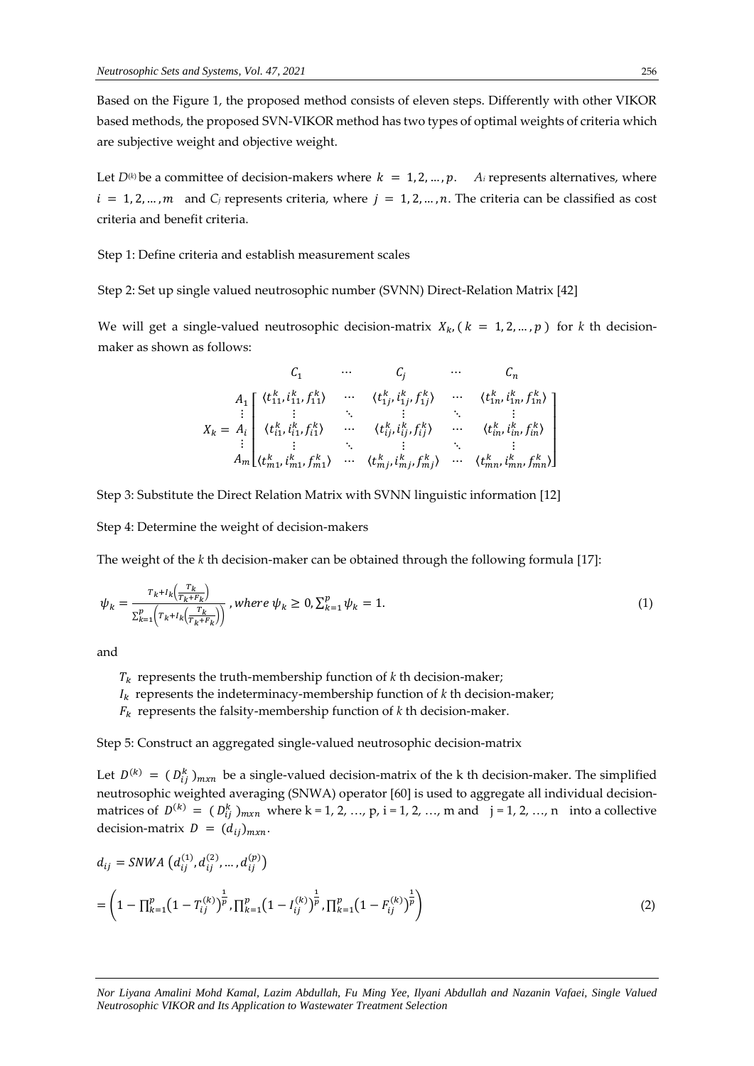Based on the Figure 1, the proposed method consists of eleven steps. Differently with other VIKOR based methods, the proposed SVN-VIKOR method has two types of optimal weights of criteria which are subjective weight and objective weight.

Let $D^{(k)}$ be a committee of decision-makers where $k = 1, 2, \ldots, p$. $A_i$ represents alternatives, where $i = 1, 2, \ldots, m$ and $C_j$ represents criteria, where $j = 1, 2, \ldots, n$. The criteria can be classified as cost criteria and benefit criteria.

Step 1: Define criteria and establish measurement scales

Step 2: Set up single valued neutrosophic number (SVNN) Direct-Relation Matrix [42]

We will get a single-valued neutrosophic decision-matrix $X_k, (k = 1, 2, \ldots, p)$ for $k$ th decision-maker as shown as follows:

$$X_k = \begin{array}{c} \\ A_1 \\ \vdots \\ A_i \\ \vdots \\ A_m \end{array} \begin{array}{c} \begin{array}{ccccc} C_1 & \cdots & C_j & \cdots & C_n \end{array} \\ \begin{bmatrix} \langle t_{11}^k, i_{11}^k, f_{11}^k \rangle & \cdots & \langle t_{1j}^k, i_{1j}^k, f_{1j}^k \rangle & \cdots & \langle t_{1n}^k, i_{1n}^k, f_{1n}^k \rangle \\ \vdots & \ddots & \vdots & \ddots & \vdots \\ \langle t_{i1}^k, i_{i1}^k, f_{i1}^k \rangle & \cdots & \langle t_{ij}^k, i_{ij}^k, f_{ij}^k \rangle & \cdots & \langle t_{in}^k, i_{in}^k, f_{in}^k \rangle \\ \vdots & \ddots & \vdots & \ddots & \vdots \\ \langle t_{m1}^k, i_{m1}^k, f_{m1}^k \rangle & \cdots & \langle t_{mj}^k, i_{mj}^k, f_{mj}^k \rangle & \cdots & \langle t_{mn}^k, i_{mn}^k, f_{mn}^k \rangle \end{bmatrix} \end{array}$$

Step 3: Substitute the Direct Relation Matrix with SVNN linguistic information [12]

Step 4: Determine the weight of decision-makers

The weight of the $k$ th decision-maker can be obtained through the following formula [17]:

$$\psi_k = \frac{T_k + I_k\left(\frac{T_k}{T_k + F_k}\right)}{\sum_{k=1}^{p}\left(T_k + I_k\left(\frac{T_k}{T_k + F_k}\right)\right)}, \text{ where } \psi_k \geq 0, \sum_{k=1}^{p} \psi_k = 1. \tag{1}$$

and

- $T_k$ represents the truth-membership function of $k$ th decision-maker;
- $I_k$ represents the indeterminacy-membership function of $k$ th decision-maker;
- $F_k$ represents the falsity-membership function of $k$ th decision-maker.

Step 5: Construct an aggregated single-valued neutrosophic decision-matrix

Let $D^{(k)} = (D_{ij}^k)_{mxn}$ be a single-valued decision-matrix of the k th decision-maker. The simplified neutrosophic weighted averaging (SNWA) operator [60] is used to aggregate all individual decision-matrices of $D^{(k)} = (D_{ij}^k)_{mxn}$ where k = 1, 2, …, p, i = 1, 2, …, m and j = 1, 2, …, n into a collective decision-matrix $D = (d_{ij})_{mxn}$.

$$d_{ij} = SNWA\left(d_{ij}^{(1)}, d_{ij}^{(2)}, \ldots, d_{ij}^{(p)}\right)$$

$$= \left(1 - \prod_{k=1}^{p}\left(1 - T_{ij}^{(k)}\right)^{\frac{1}{p}}, \prod_{k=1}^{p}\left(1 - I_{ij}^{(k)}\right)^{\frac{1}{p}}, \prod_{k=1}^{p}\left(1 - F_{ij}^{(k)}\right)^{\frac{1}{p}}\right) \tag{2}$$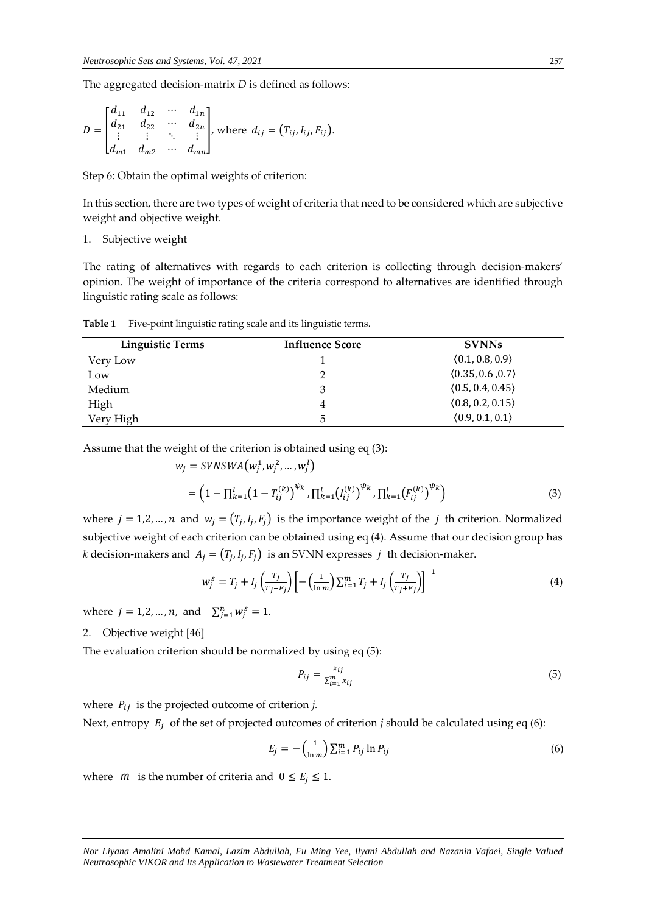The aggregated decision-matrix $D$ is defined as follows:

$$D = \begin{bmatrix} d_{11} & d_{12} & \cdots & d_{1n} \\ d_{21} & d_{22} & \cdots & d_{2n} \\ \vdots & \vdots & \ddots & \vdots \\ d_{m1} & d_{m2} & \cdots & d_{mn} \end{bmatrix}, \text{ where } d_{ij} = (T_{ij}, I_{ij}, F_{ij}).$$

Step 6: Obtain the optimal weights of criterion:

In this section, there are two types of weight of criteria that need to be considered which are subjective weight and objective weight.

1. Subjective weight

The rating of alternatives with regards to each criterion is collecting through decision-makers' opinion. The weight of importance of the criteria correspond to alternatives are identified through linguistic rating scale as follows:

**Table 1** Five-point linguistic rating scale and its linguistic terms.

| Linguistic Terms | Influence Score | SVNNs |
|---|---|---|
| Very Low | 1 | $\langle 0.1, 0.8, 0.9\rangle$ |
| Low | 2 | $\langle 0.35, 0.6, 0.7\rangle$ |
| Medium | 3 | $\langle 0.5, 0.4, 0.45\rangle$ |
| High | 4 | $\langle 0.8, 0.2, 0.15\rangle$ |
| Very High | 5 | $\langle 0.9, 0.1, 0.1\rangle$ |

Assume that the weight of the criterion is obtained using eq (3):

$$w_j = SVNSWA(w_j^1, w_j^2, \dots, w_j^l)$$

$$= \left(1 - \prod_{k=1}^{l}\left(1 - T_{ij}^{(k)}\right)^{\psi_k}, \prod_{k=1}^{l}\left(I_{ij}^{(k)}\right)^{\psi_k}, \prod_{k=1}^{l}\left(F_{ij}^{(k)}\right)^{\psi_k}\right) \tag{3}$$

where $j = 1,2,\dots,n$ and $w_j = (T_j, I_j, F_j)$ is the importance weight of the $j$ th criterion. Normalized subjective weight of each criterion can be obtained using eq (4). Assume that our decision group has $k$ decision-makers and $A_j = (T_j, I_j, F_j)$ is an SVNN expresses $j$ th decision-maker.

$$w_j^s = T_j + I_j\left(\frac{T_j}{T_j+F_j}\right)\left[-\left(\frac{1}{\ln m}\right)\sum_{i=1}^{m} T_j + I_j\left(\frac{T_j}{T_j+F_j}\right)\right]^{-1} \tag{4}$$

where $j = 1,2,\dots,n,$ and $\sum_{j=1}^{n} w_j^s = 1$.

2. Objective weight [46]

The evaluation criterion should be normalized by using eq (5):

$$P_{ij} = \frac{x_{ij}}{\sum_{i=1}^{m} x_{ij}} \tag{5}$$

where $P_{ij}$ is the projected outcome of criterion $j$.

Next, entropy $E_j$ of the set of projected outcomes of criterion $j$ should be calculated using eq (6):

$$E_j = -\left(\frac{1}{\ln m}\right)\sum_{i=1}^{m} P_{ij}\ln P_{ij} \tag{6}$$

where $m$ is the number of criteria and $0 \leq E_j \leq 1$.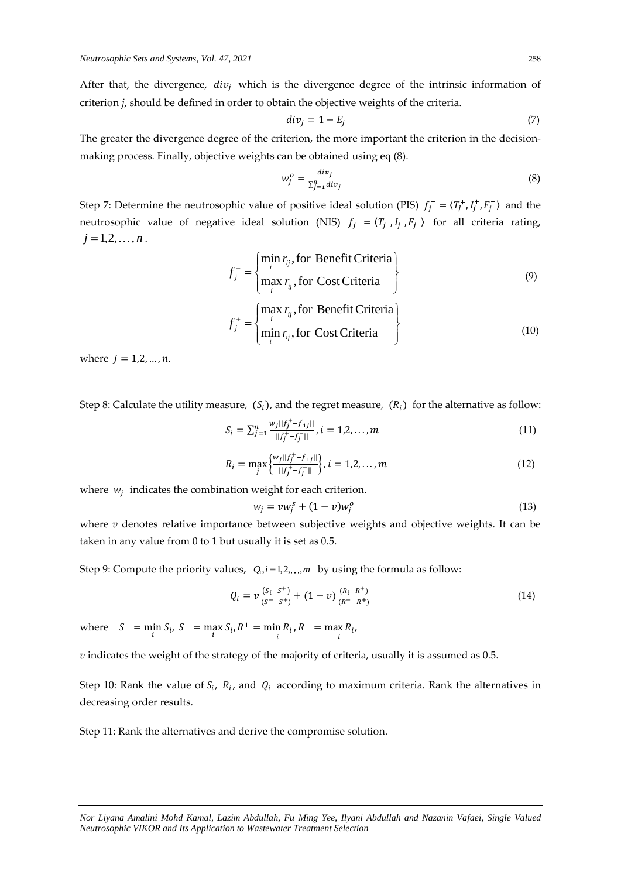After that, the divergence, $div_j$ which is the divergence degree of the intrinsic information of criterion $j$, should be defined in order to obtain the objective weights of the criteria.

$$div_j = 1 - E_j \tag{7}$$

The greater the divergence degree of the criterion, the more important the criterion in the decision-making process. Finally, objective weights can be obtained using eq (8).

$$w_j^o = \frac{div_j}{\sum_{j=1}^{n} div_j} \tag{8}$$

Step 7: Determine the neutrosophic value of positive ideal solution (PIS) $f_j^+ = \langle T_j^+, I_j^+, F_j^+ \rangle$ and the neutrosophic value of negative ideal solution (NIS) $f_j^- = \langle T_j^-, I_j^-, F_j^- \rangle$ for all criteria rating, $j = 1,2,\ldots,n$.

$$f_j^- = \begin{Bmatrix} \min\limits_i r_{ij}, \text{for Benefit Criteria} \\ \max\limits_i r_{ij}, \text{for Cost Criteria} \end{Bmatrix} \tag{9}$$

$$f_j^+ = \begin{Bmatrix} \max\limits_i r_{ij}, \text{for Benefit Criteria} \\ \min\limits_i r_{ij}, \text{for Cost Criteria} \end{Bmatrix} \tag{10}$$

where $j = 1,2,\ldots,n$.

Step 8: Calculate the utility measure, $(S_i)$, and the regret measure, $(R_i)$ for the alternative as follow:

$$S_i = \sum_{j=1}^{n} \frac{w_j||\tilde{f}_j^+ - \tilde{f}_{1j}||}{||\tilde{f}_j^+ - \tilde{f}_j^-||}, i = 1,2,\ldots,m \tag{11}$$

$$R_i = \max_j \left\{ \frac{w_j||\tilde{f}_j^+ - \tilde{f}_{1j}||}{||\tilde{f}_j^+ - \tilde{f}_j^-||} \right\}, i = 1,2,\ldots,m \tag{12}$$

where $w_j$ indicates the combination weight for each criterion.

$$w_j = v w_j^s + (1 - v) w_j^o \tag{13}$$

where $v$ denotes relative importance between subjective weights and objective weights. It can be taken in any value from 0 to 1 but usually it is set as 0.5.

Step 9: Compute the priority values, $Q_i, i = 1,2,\ldots,m$ by using the formula as follow:

$$Q_i = v\frac{(S_i - S^+)}{(S^- - S^+)} + (1 - v)\frac{(R_i - R^+)}{(R^- - R^+)} \tag{14}$$

where $S^+ = \min\limits_i S_i$, $S^- = \max\limits_i S_i$, $R^+ = \min\limits_i R_i$, $R^- = \max\limits_i R_i$,

$v$ indicates the weight of the strategy of the majority of criteria, usually it is assumed as 0.5.

Step 10: Rank the value of $S_i$, $R_i$, and $Q_i$ according to maximum criteria. Rank the alternatives in decreasing order results.

Step 11: Rank the alternatives and derive the compromise solution.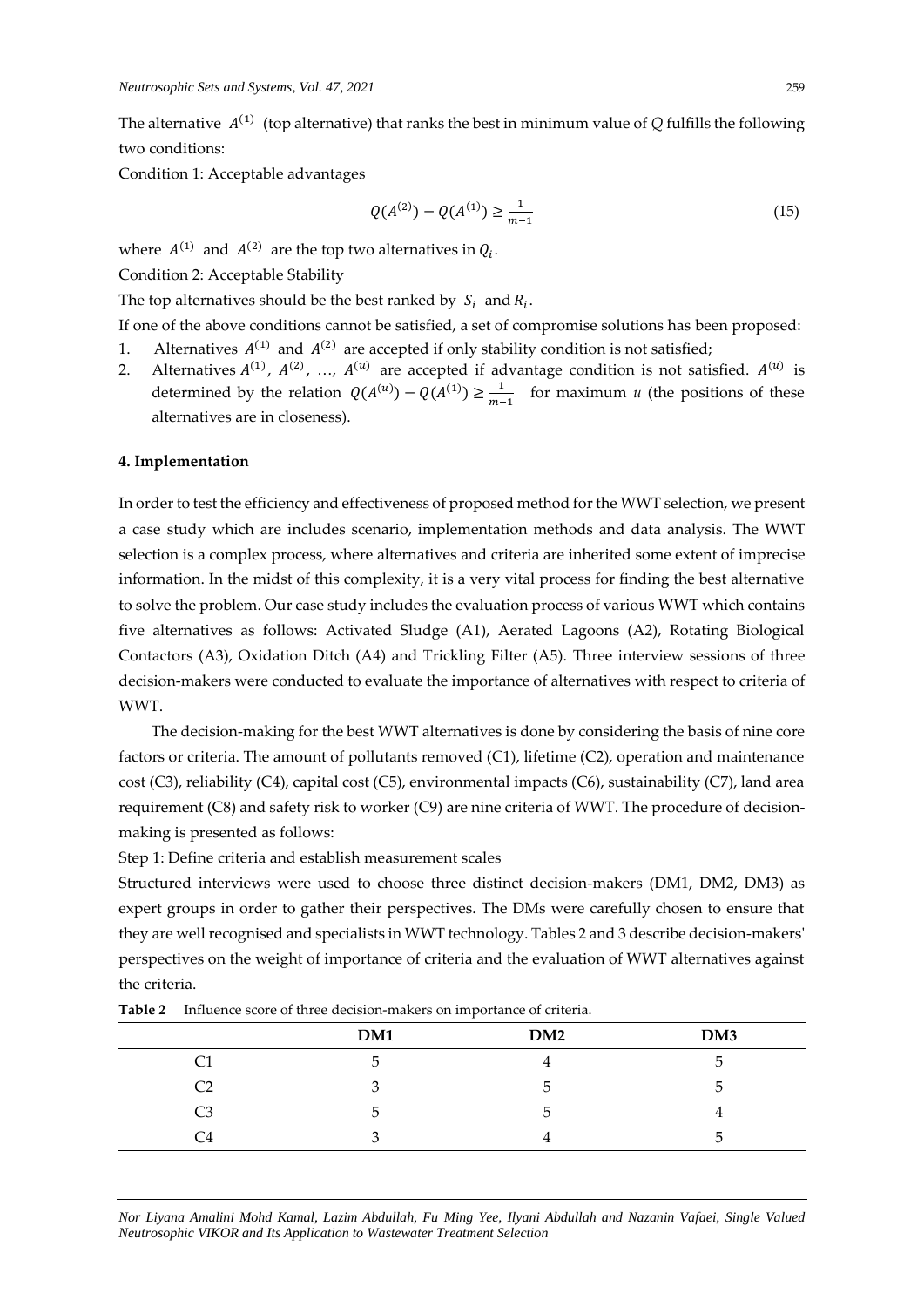The alternative $A^{(1)}$ (top alternative) that ranks the best in minimum value of $Q$ fulfills the following two conditions:

Condition 1: Acceptable advantages

$$Q(A^{(2)}) - Q(A^{(1)}) \geq \frac{1}{m-1} \tag{15}$$

where $A^{(1)}$ and $A^{(2)}$ are the top two alternatives in $Q_i$.

Condition 2: Acceptable Stability

The top alternatives should be the best ranked by $S_i$ and $R_i$.

If one of the above conditions cannot be satisfied, a set of compromise solutions has been proposed:

1. Alternatives $A^{(1)}$ and $A^{(2)}$ are accepted if only stability condition is not satisfied;
2. Alternatives $A^{(1)}$, $A^{(2)}$, …, $A^{(u)}$ are accepted if advantage condition is not satisfied. $A^{(u)}$ is determined by the relation $Q(A^{(u)}) - Q(A^{(1)}) \geq \frac{1}{m-1}$ for maximum $u$ (the positions of these alternatives are in closeness).

### 4. Implementation

In order to test the efficiency and effectiveness of proposed method for the WWT selection, we present a case study which are includes scenario, implementation methods and data analysis. The WWT selection is a complex process, where alternatives and criteria are inherited some extent of imprecise information. In the midst of this complexity, it is a very vital process for finding the best alternative to solve the problem. Our case study includes the evaluation process of various WWT which contains five alternatives as follows: Activated Sludge (A1), Aerated Lagoons (A2), Rotating Biological Contactors (A3), Oxidation Ditch (A4) and Trickling Filter (A5). Three interview sessions of three decision-makers were conducted to evaluate the importance of alternatives with respect to criteria of WWT.

The decision-making for the best WWT alternatives is done by considering the basis of nine core factors or criteria. The amount of pollutants removed (C1), lifetime (C2), operation and maintenance cost (C3), reliability (C4), capital cost (C5), environmental impacts (C6), sustainability (C7), land area requirement (C8) and safety risk to worker (C9) are nine criteria of WWT. The procedure of decision-making is presented as follows:

Step 1: Define criteria and establish measurement scales

Structured interviews were used to choose three distinct decision-makers (DM1, DM2, DM3) as expert groups in order to gather their perspectives. The DMs were carefully chosen to ensure that they are well recognised and specialists in WWT technology. Tables 2 and 3 describe decision-makers' perspectives on the weight of importance of criteria and the evaluation of WWT alternatives against the criteria.

**Table 2** Influence score of three decision-makers on importance of criteria.

| | DM1 | DM2 | DM3 |
|---|---|---|---|
| C1 | 5 | 4 | 5 |
| C2 | 3 | 5 | 5 |
| C3 | 5 | 5 | 4 |
| C4 | 3 | 4 | 5 |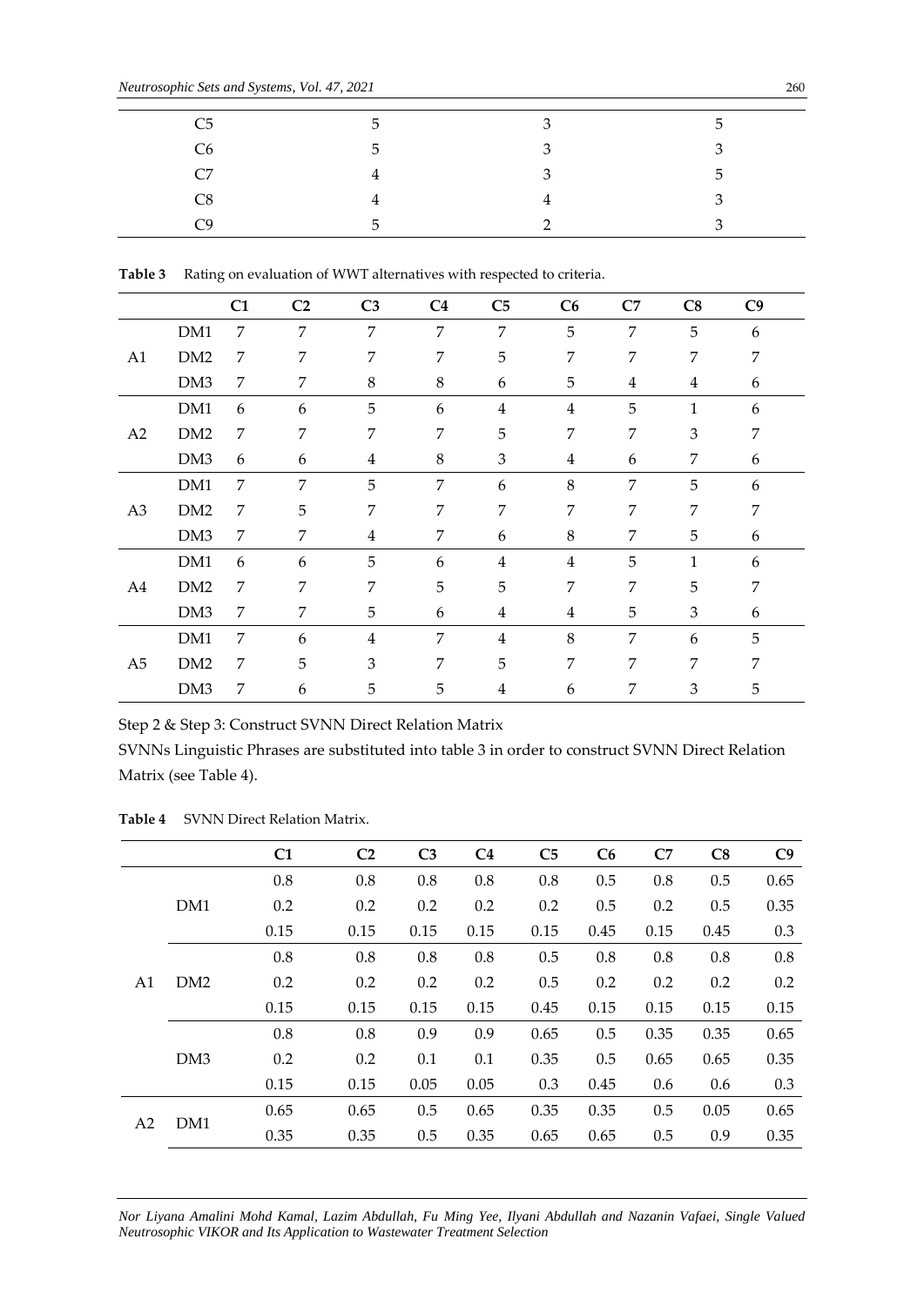| | | | |
|---|---|---|---|
| C5 | 5 | 3 | 5 |
| C6 | 5 | 3 | 3 |
| C7 | 4 | 3 | 5 |
| C8 | 4 | 4 | 3 |
| C9 | 5 | 2 | 3 |

**Table 3** Rating on evaluation of WWT alternatives with respected to criteria.

| | | C1 | C2 | C3 | C4 | C5 | C6 | C7 | C8 | C9 |
|---|---|---|---|---|---|---|---|---|---|---|
| | DM1 | 7 | 7 | 7 | 7 | 7 | 5 | 7 | 5 | 6 |
| A1 | DM2 | 7 | 7 | 7 | 7 | 5 | 7 | 7 | 7 | 7 |
| | DM3 | 7 | 7 | 8 | 8 | 6 | 5 | 4 | 4 | 6 |
| | DM1 | 6 | 6 | 5 | 6 | 4 | 4 | 5 | 1 | 6 |
| A2 | DM2 | 7 | 7 | 7 | 7 | 5 | 7 | 7 | 3 | 7 |
| | DM3 | 6 | 6 | 4 | 8 | 3 | 4 | 6 | 7 | 6 |
| | DM1 | 7 | 7 | 5 | 7 | 6 | 8 | 7 | 5 | 6 |
| A3 | DM2 | 7 | 5 | 7 | 7 | 7 | 7 | 7 | 7 | 7 |
| | DM3 | 7 | 7 | 4 | 7 | 6 | 8 | 7 | 5 | 6 |
| | DM1 | 6 | 6 | 5 | 6 | 4 | 4 | 5 | 1 | 6 |
| A4 | DM2 | 7 | 7 | 7 | 5 | 5 | 7 | 7 | 5 | 7 |
| | DM3 | 7 | 7 | 5 | 6 | 4 | 4 | 5 | 3 | 6 |
| | DM1 | 7 | 6 | 4 | 7 | 4 | 8 | 7 | 6 | 5 |
| A5 | DM2 | 7 | 5 | 3 | 7 | 5 | 7 | 7 | 7 | 7 |
| | DM3 | 7 | 6 | 5 | 5 | 4 | 6 | 7 | 3 | 5 |

Step 2 & Step 3: Construct SVNN Direct Relation Matrix

SVNNs Linguistic Phrases are substituted into table 3 in order to construct SVNN Direct Relation Matrix (see Table 4).

**Table 4** SVNN Direct Relation Matrix.

| | | C1 | C2 | C3 | C4 | C5 | C6 | C7 | C8 | C9 |
|---|---|---|---|---|---|---|---|---|---|---|
| | | 0.8 | 0.8 | 0.8 | 0.8 | 0.8 | 0.5 | 0.8 | 0.5 | 0.65 |
| | DM1 | 0.2 | 0.2 | 0.2 | 0.2 | 0.2 | 0.5 | 0.2 | 0.5 | 0.35 |
| | | 0.15 | 0.15 | 0.15 | 0.15 | 0.15 | 0.45 | 0.15 | 0.45 | 0.3 |
| | | 0.8 | 0.8 | 0.8 | 0.8 | 0.5 | 0.8 | 0.8 | 0.8 | 0.8 |
| A1 | DM2 | 0.2 | 0.2 | 0.2 | 0.2 | 0.5 | 0.2 | 0.2 | 0.2 | 0.2 |
| | | 0.15 | 0.15 | 0.15 | 0.15 | 0.45 | 0.15 | 0.15 | 0.15 | 0.15 |
| | | 0.8 | 0.8 | 0.9 | 0.9 | 0.65 | 0.5 | 0.35 | 0.35 | 0.65 |
| | DM3 | 0.2 | 0.2 | 0.1 | 0.1 | 0.35 | 0.5 | 0.65 | 0.65 | 0.35 |
| | | 0.15 | 0.15 | 0.05 | 0.05 | 0.3 | 0.45 | 0.6 | 0.6 | 0.3 |
| A2 | DM1 | 0.65 | 0.65 | 0.5 | 0.65 | 0.35 | 0.35 | 0.5 | 0.05 | 0.65 |
| | | 0.35 | 0.35 | 0.5 | 0.35 | 0.65 | 0.65 | 0.5 | 0.9 | 0.35 |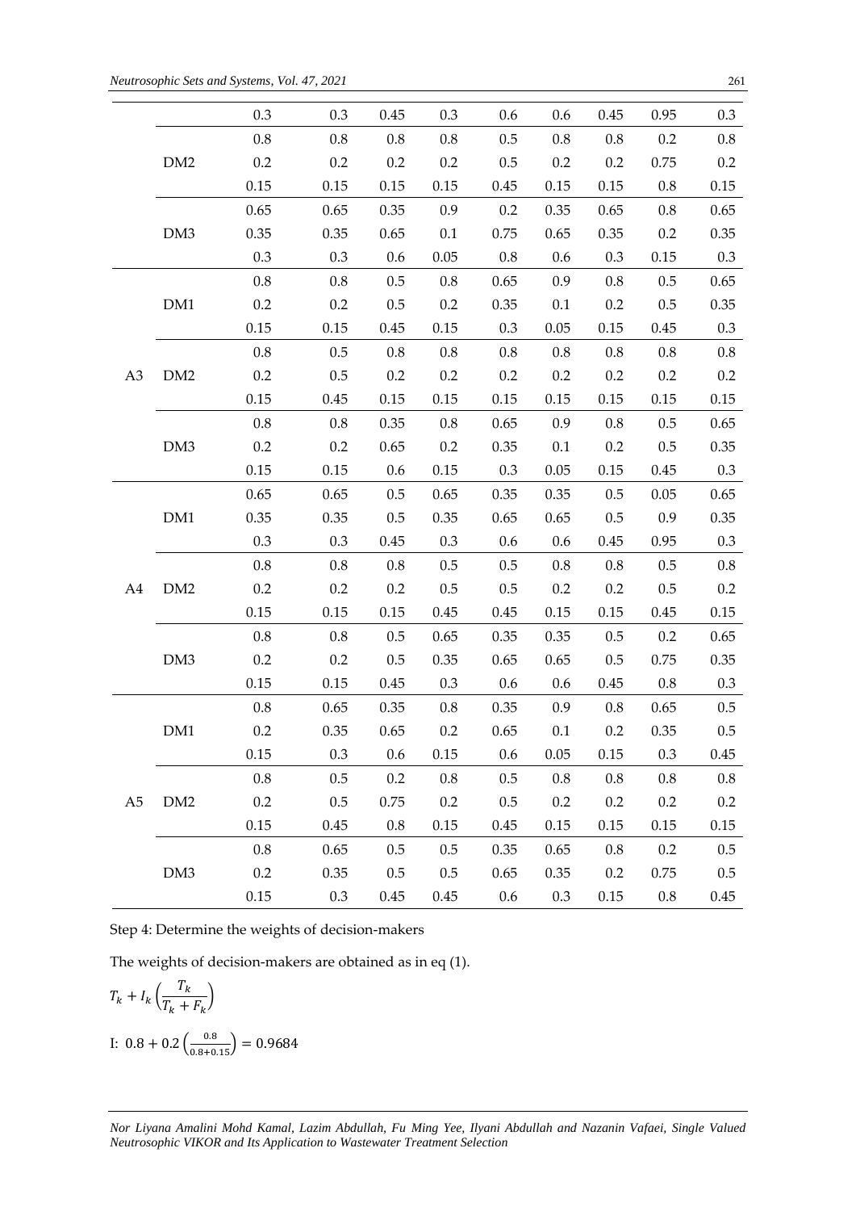|  |  |  |  |  |  |  |  |  |  |  |
|---|---|---|---|---|---|---|---|---|---|---|
|  |  | 0.3 | 0.3 | 0.45 | 0.3 | 0.6 | 0.6 | 0.45 | 0.95 | 0.3 |
|  |  | 0.8 | 0.8 | 0.8 | 0.8 | 0.5 | 0.8 | 0.8 | 0.2 | 0.8 |
|  | DM2 | 0.2 | 0.2 | 0.2 | 0.2 | 0.5 | 0.2 | 0.2 | 0.75 | 0.2 |
|  |  | 0.15 | 0.15 | 0.15 | 0.15 | 0.45 | 0.15 | 0.15 | 0.8 | 0.15 |
|  |  | 0.65 | 0.65 | 0.35 | 0.9 | 0.2 | 0.35 | 0.65 | 0.8 | 0.65 |
|  | DM3 | 0.35 | 0.35 | 0.65 | 0.1 | 0.75 | 0.65 | 0.35 | 0.2 | 0.35 |
|  |  | 0.3 | 0.3 | 0.6 | 0.05 | 0.8 | 0.6 | 0.3 | 0.15 | 0.3 |
| A3 | DM1 | 0.8 | 0.8 | 0.5 | 0.8 | 0.65 | 0.9 | 0.8 | 0.5 | 0.65 |
|  |  | 0.2 | 0.2 | 0.5 | 0.2 | 0.35 | 0.1 | 0.2 | 0.5 | 0.35 |
|  |  | 0.15 | 0.15 | 0.45 | 0.15 | 0.3 | 0.05 | 0.15 | 0.45 | 0.3 |
|  | DM2 | 0.8 | 0.5 | 0.8 | 0.8 | 0.8 | 0.8 | 0.8 | 0.8 | 0.8 |
|  |  | 0.2 | 0.5 | 0.2 | 0.2 | 0.2 | 0.2 | 0.2 | 0.2 | 0.2 |
|  |  | 0.15 | 0.45 | 0.15 | 0.15 | 0.15 | 0.15 | 0.15 | 0.15 | 0.15 |
|  | DM3 | 0.8 | 0.8 | 0.35 | 0.8 | 0.65 | 0.9 | 0.8 | 0.5 | 0.65 |
|  |  | 0.2 | 0.2 | 0.65 | 0.2 | 0.35 | 0.1 | 0.2 | 0.5 | 0.35 |
|  |  | 0.15 | 0.15 | 0.6 | 0.15 | 0.3 | 0.05 | 0.15 | 0.45 | 0.3 |
| A4 | DM1 | 0.65 | 0.65 | 0.5 | 0.65 | 0.35 | 0.35 | 0.5 | 0.05 | 0.65 |
|  |  | 0.35 | 0.35 | 0.5 | 0.35 | 0.65 | 0.65 | 0.5 | 0.9 | 0.35 |
|  |  | 0.3 | 0.3 | 0.45 | 0.3 | 0.6 | 0.6 | 0.45 | 0.95 | 0.3 |
|  | DM2 | 0.8 | 0.8 | 0.8 | 0.5 | 0.5 | 0.8 | 0.8 | 0.5 | 0.8 |
|  |  | 0.2 | 0.2 | 0.2 | 0.5 | 0.5 | 0.2 | 0.2 | 0.5 | 0.2 |
|  |  | 0.15 | 0.15 | 0.15 | 0.45 | 0.45 | 0.15 | 0.15 | 0.45 | 0.15 |
|  | DM3 | 0.8 | 0.8 | 0.5 | 0.65 | 0.35 | 0.35 | 0.5 | 0.2 | 0.65 |
|  |  | 0.2 | 0.2 | 0.5 | 0.35 | 0.65 | 0.65 | 0.5 | 0.75 | 0.35 |
|  |  | 0.15 | 0.15 | 0.45 | 0.3 | 0.6 | 0.6 | 0.45 | 0.8 | 0.3 |
| A5 | DM1 | 0.8 | 0.65 | 0.35 | 0.8 | 0.35 | 0.9 | 0.8 | 0.65 | 0.5 |
|  |  | 0.2 | 0.35 | 0.65 | 0.2 | 0.65 | 0.1 | 0.2 | 0.35 | 0.5 |
|  |  | 0.15 | 0.3 | 0.6 | 0.15 | 0.6 | 0.05 | 0.15 | 0.3 | 0.45 |
|  | DM2 | 0.8 | 0.5 | 0.2 | 0.8 | 0.5 | 0.8 | 0.8 | 0.8 | 0.8 |
|  |  | 0.2 | 0.5 | 0.75 | 0.2 | 0.5 | 0.2 | 0.2 | 0.2 | 0.2 |
|  |  | 0.15 | 0.45 | 0.8 | 0.15 | 0.45 | 0.15 | 0.15 | 0.15 | 0.15 |
|  | DM3 | 0.8 | 0.65 | 0.5 | 0.5 | 0.35 | 0.65 | 0.8 | 0.2 | 0.5 |
|  |  | 0.2 | 0.35 | 0.5 | 0.5 | 0.65 | 0.35 | 0.2 | 0.75 | 0.5 |
|  |  | 0.15 | 0.3 | 0.45 | 0.45 | 0.6 | 0.3 | 0.15 | 0.8 | 0.45 |

Step 4: Determine the weights of decision-makers

The weights of decision-makers are obtained as in eq (1).

$$T_k + I_k\left(\frac{T_k}{T_k + F_k}\right)$$

I: $0.8 + 0.2\left(\frac{0.8}{0.8+0.15}\right) = 0.9684$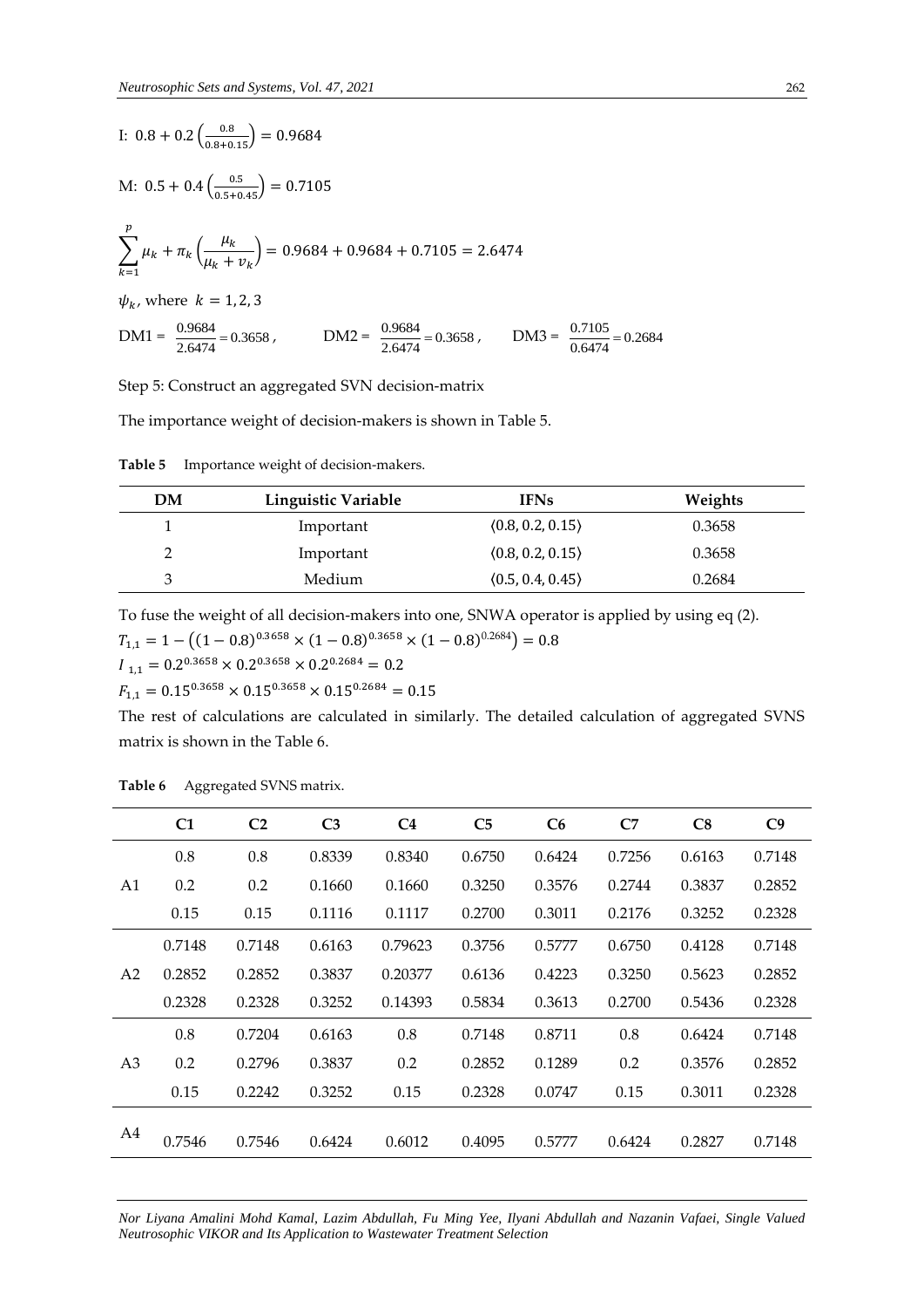I: $0.8 + 0.2\left(\frac{0.8}{0.8+0.15}\right) = 0.9684$

M: $0.5 + 0.4\left(\frac{0.5}{0.5+0.45}\right) = 0.7105$

$$\sum_{k=1}^{p} \mu_k + \pi_k\left(\frac{\mu_k}{\mu_k + v_k}\right) = 0.9684 + 0.9684 + 0.7105 = 2.6474$$

$\psi_k$, where $k = 1, 2, 3$

DM1 = $\frac{0.9684}{2.6474} = 0.3658$, DM2 = $\frac{0.9684}{2.6474} = 0.3658$, DM3 = $\frac{0.7105}{0.6474} = 0.2684$

Step 5: Construct an aggregated SVN decision-matrix

The importance weight of decision-makers is shown in Table 5.

**Table 5** Importance weight of decision-makers.

| DM | Linguistic Variable | IFNs | Weights |
|---|---|---|---|
| 1 | Important | ⟨0.8, 0.2, 0.15⟩ | 0.3658 |
| 2 | Important | ⟨0.8, 0.2, 0.15⟩ | 0.3658 |
| 3 | Medium | ⟨0.5, 0.4, 0.45⟩ | 0.2684 |

To fuse the weight of all decision-makers into one, SNWA operator is applied by using eq (2).

$T_{1,1} = 1 - \left((1-0.8)^{0.3658} \times (1-0.8)^{0.3658} \times (1-0.8)^{0.2684}\right) = 0.8$

$I_{1,1} = 0.2^{0.3658} \times 0.2^{0.3658} \times 0.2^{0.2684} = 0.2$

$F_{1,1} = 0.15^{0.3658} \times 0.15^{0.3658} \times 0.15^{0.2684} = 0.15$

The rest of calculations are calculated in similarly. The detailed calculation of aggregated SVNS matrix is shown in the Table 6.

**Table 6** Aggregated SVNS matrix.

| | C1 | C2 | C3 | C4 | C5 | C6 | C7 | C8 | C9 |
|---|---|---|---|---|---|---|---|---|---|
| | 0.8 | 0.8 | 0.8339 | 0.8340 | 0.6750 | 0.6424 | 0.7256 | 0.6163 | 0.7148 |
| A1 | 0.2 | 0.2 | 0.1660 | 0.1660 | 0.3250 | 0.3576 | 0.2744 | 0.3837 | 0.2852 |
| | 0.15 | 0.15 | 0.1116 | 0.1117 | 0.2700 | 0.3011 | 0.2176 | 0.3252 | 0.2328 |
| | 0.7148 | 0.7148 | 0.6163 | 0.79623 | 0.3756 | 0.5777 | 0.6750 | 0.4128 | 0.7148 |
| A2 | 0.2852 | 0.2852 | 0.3837 | 0.20377 | 0.6136 | 0.4223 | 0.3250 | 0.5623 | 0.2852 |
| | 0.2328 | 0.2328 | 0.3252 | 0.14393 | 0.5834 | 0.3613 | 0.2700 | 0.5436 | 0.2328 |
| | 0.8 | 0.7204 | 0.6163 | 0.8 | 0.7148 | 0.8711 | 0.8 | 0.6424 | 0.7148 |
| A3 | 0.2 | 0.2796 | 0.3837 | 0.2 | 0.2852 | 0.1289 | 0.2 | 0.3576 | 0.2852 |
| | 0.15 | 0.2242 | 0.3252 | 0.15 | 0.2328 | 0.0747 | 0.15 | 0.3011 | 0.2328 |
| A4 | 0.7546 | 0.7546 | 0.6424 | 0.6012 | 0.4095 | 0.5777 | 0.6424 | 0.2827 | 0.7148 |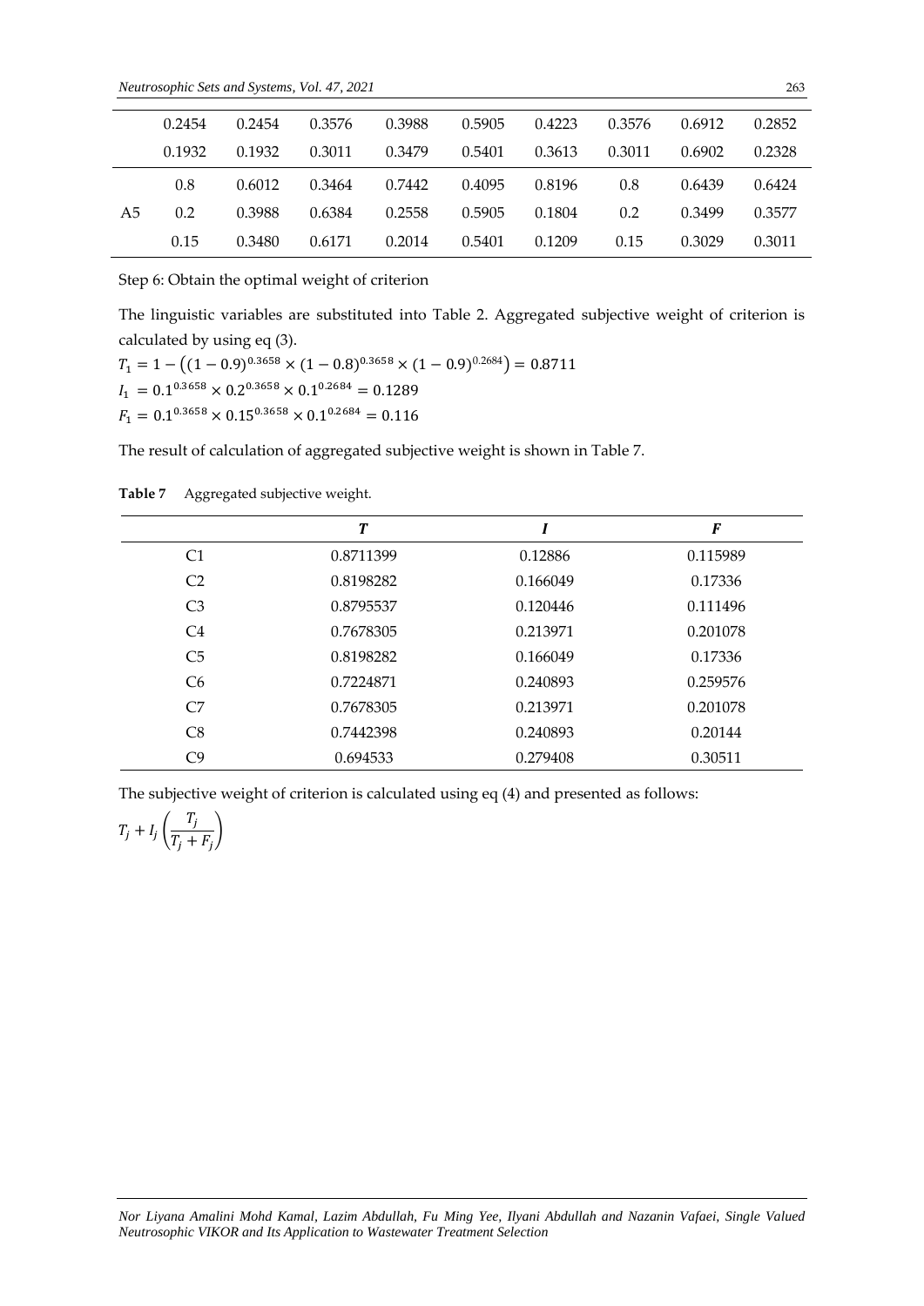|  | 0.2454 | 0.2454 | 0.3576 | 0.3988 | 0.5905 | 0.4223 | 0.3576 | 0.6912 | 0.2852 |
|---|---|---|---|---|---|---|---|---|---|
|  | 0.1932 | 0.1932 | 0.3011 | 0.3479 | 0.5401 | 0.3613 | 0.3011 | 0.6902 | 0.2328 |
|  | 0.8 | 0.6012 | 0.3464 | 0.7442 | 0.4095 | 0.8196 | 0.8 | 0.6439 | 0.6424 |
| A5 | 0.2 | 0.3988 | 0.6384 | 0.2558 | 0.5905 | 0.1804 | 0.2 | 0.3499 | 0.3577 |
|  | 0.15 | 0.3480 | 0.6171 | 0.2014 | 0.5401 | 0.1209 | 0.15 | 0.3029 | 0.3011 |

Step 6: Obtain the optimal weight of criterion

The linguistic variables are substituted into Table 2. Aggregated subjective weight of criterion is calculated by using eq (3).

$T_1 = 1 - \left((1-0.9)^{0.3658} \times (1-0.8)^{0.3658} \times (1-0.9)^{0.2684}\right) = 0.8711$

$I_1 = 0.1^{0.3658} \times 0.2^{0.3658} \times 0.1^{0.2684} = 0.1289$

$F_1 = 0.1^{0.3658} \times 0.15^{0.3658} \times 0.1^{0.2684} = 0.116$

The result of calculation of aggregated subjective weight is shown in Table 7.

**Table 7** Aggregated subjective weight.

|  | ***T*** | ***I*** | ***F*** |
|---|---|---|---|
| C1 | 0.8711399 | 0.12886 | 0.115989 |
| C2 | 0.8198282 | 0.166049 | 0.17336 |
| C3 | 0.8795537 | 0.120446 | 0.111496 |
| C4 | 0.7678305 | 0.213971 | 0.201078 |
| C5 | 0.8198282 | 0.166049 | 0.17336 |
| C6 | 0.7224871 | 0.240893 | 0.259576 |
| C7 | 0.7678305 | 0.213971 | 0.201078 |
| C8 | 0.7442398 | 0.240893 | 0.20144 |
| C9 | 0.694533 | 0.279408 | 0.30511 |

The subjective weight of criterion is calculated using eq (4) and presented as follows:

$$T_j + I_j\left(\frac{T_j}{T_j + F_j}\right)$$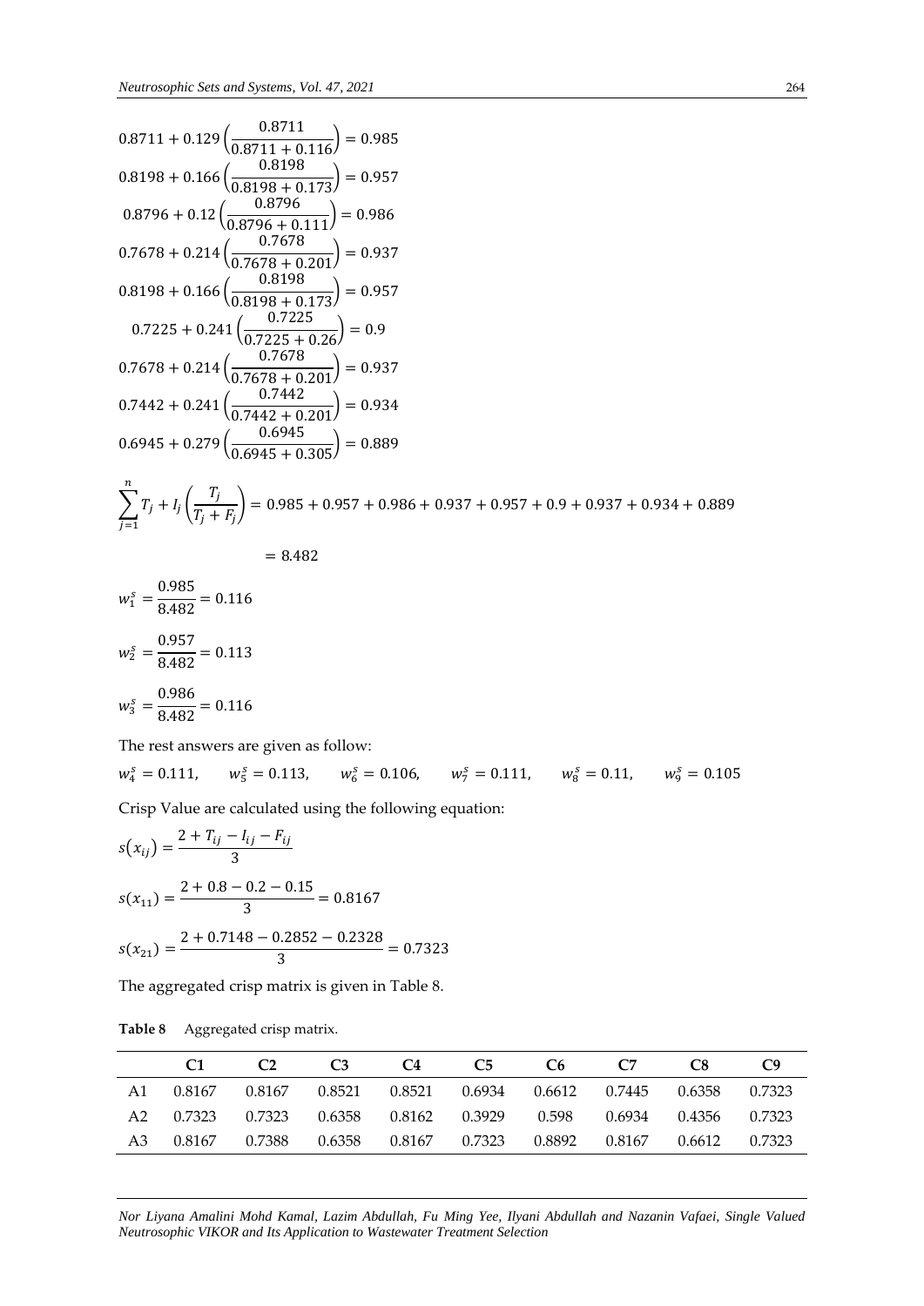$$0.8711 + 0.129\left(\frac{0.8711}{0.8711 + 0.116}\right) = 0.985$$

$$0.8198 + 0.166\left(\frac{0.8198}{0.8198 + 0.173}\right) = 0.957$$

$$0.8796 + 0.12\left(\frac{0.8796}{0.8796 + 0.111}\right) = 0.986$$

$$0.7678 + 0.214\left(\frac{0.7678}{0.7678 + 0.201}\right) = 0.937$$

$$0.8198 + 0.166\left(\frac{0.8198}{0.8198 + 0.173}\right) = 0.957$$

$$0.7225 + 0.241\left(\frac{0.7225}{0.7225 + 0.26}\right) = 0.9$$

$$0.7678 + 0.214\left(\frac{0.7678}{0.7678 + 0.201}\right) = 0.937$$

$$0.7442 + 0.241\left(\frac{0.7442}{0.7442 + 0.201}\right) = 0.934$$

$$0.6945 + 0.279\left(\frac{0.6945}{0.6945 + 0.305}\right) = 0.889$$

$$\sum_{j=1}^{n} T_j + I_j\left(\frac{T_j}{T_j + F_j}\right) = 0.985 + 0.957 + 0.986 + 0.937 + 0.957 + 0.9 + 0.937 + 0.934 + 0.889$$

$$= 8.482$$

$$w_1^s = \frac{0.985}{8.482} = 0.116$$

$$w_2^s = \frac{0.957}{8.482} = 0.113$$

$$w_3^s = \frac{0.986}{8.482} = 0.116$$

The rest answers are given as follow:

$w_4^s = 0.111,\quad w_5^s = 0.113,\quad w_6^s = 0.106,\quad w_7^s = 0.111,\quad w_8^s = 0.11,\quad w_9^s = 0.105$

Crisp Value are calculated using the following equation:

$$s(x_{ij}) = \frac{2 + T_{ij} - I_{ij} - F_{ij}}{3}$$

$$s(x_{11}) = \frac{2 + 0.8 - 0.2 - 0.15}{3} = 0.8167$$

$$s(x_{21}) = \frac{2 + 0.7148 - 0.2852 - 0.2328}{3} = 0.7323$$

The aggregated crisp matrix is given in Table 8.

**Table 8** Aggregated crisp matrix.

| | C1 | C2 | C3 | C4 | C5 | C6 | C7 | C8 | C9 |
|---|---|---|---|---|---|---|---|---|---|
| A1 | 0.8167 | 0.8167 | 0.8521 | 0.8521 | 0.6934 | 0.6612 | 0.7445 | 0.6358 | 0.7323 |
| A2 | 0.7323 | 0.7323 | 0.6358 | 0.8162 | 0.3929 | 0.598 | 0.6934 | 0.4356 | 0.7323 |
| A3 | 0.8167 | 0.7388 | 0.6358 | 0.8167 | 0.7323 | 0.8892 | 0.8167 | 0.6612 | 0.7323 |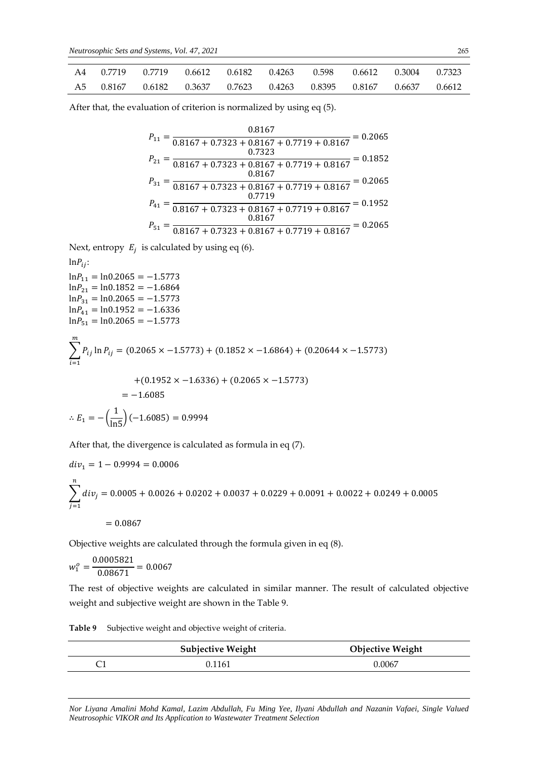| A4 | 0.7719 | 0.7719 | 0.6612 | 0.6182 | 0.4263 | 0.598 | 0.6612 | 0.3004 | 0.7323 |
|---|---|---|---|---|---|---|---|---|---|
| A5 | 0.8167 | 0.6182 | 0.3637 | 0.7623 | 0.4263 | 0.8395 | 0.8167 | 0.6637 | 0.6612 |

After that, the evaluation of criterion is normalized by using eq (5).

$$P_{11} = \frac{0.8167}{0.8167 + 0.7323 + 0.8167 + 0.7719 + 0.8167} = 0.2065$$
$$P_{21} = \frac{0.7323}{0.8167 + 0.7323 + 0.8167 + 0.7719 + 0.8167} = 0.1852$$
$$P_{31} = \frac{0.8167}{0.8167 + 0.7323 + 0.8167 + 0.7719 + 0.8167} = 0.2065$$
$$P_{41} = \frac{0.7719}{0.8167 + 0.7323 + 0.8167 + 0.7719 + 0.8167} = 0.1952$$
$$P_{51} = \frac{0.8167}{0.8167 + 0.7323 + 0.8167 + 0.7719 + 0.8167} = 0.2065$$

Next, entropy $E_j$ is calculated by using eq (6).

$\ln P_{ij}$:

$\ln P_{11} = \ln 0.2065 = -1.5773$
$\ln P_{21} = \ln 0.1852 = -1.6864$
$\ln P_{31} = \ln 0.2065 = -1.5773$
$\ln P_{41} = \ln 0.1952 = -1.6336$
$\ln P_{51} = \ln 0.2065 = -1.5773$

$$\sum_{i=1}^{m} P_{ij} \ln P_{ij} = (0.2065 \times -1.5773) + (0.1852 \times -1.6864) + (0.20644 \times -1.5773)$$
$$+ (0.1952 \times -1.6336) + (0.2065 \times -1.5773)$$
$$= -1.6085$$

$$\therefore E_1 = -\left(\frac{1}{\ln 5}\right)(-1.6085) = 0.9994$$

After that, the divergence is calculated as formula in eq (7).

$$div_1 = 1 - 0.9994 = 0.0006$$

$$\sum_{j=1}^{n} div_j = 0.0005 + 0.0026 + 0.0202 + 0.0037 + 0.0229 + 0.0091 + 0.0022 + 0.0249 + 0.0005$$
$$= 0.0867$$

Objective weights are calculated through the formula given in eq (8).

$$w_1^o = \frac{0.0005821}{0.08671} = 0.0067$$

The rest of objective weights are calculated in similar manner. The result of calculated objective weight and subjective weight are shown in the Table 9.

**Table 9** Subjective weight and objective weight of criteria.

| | Subjective Weight | Objective Weight |
|---|---|---|
| C1 | 0.1161 | 0.0067 |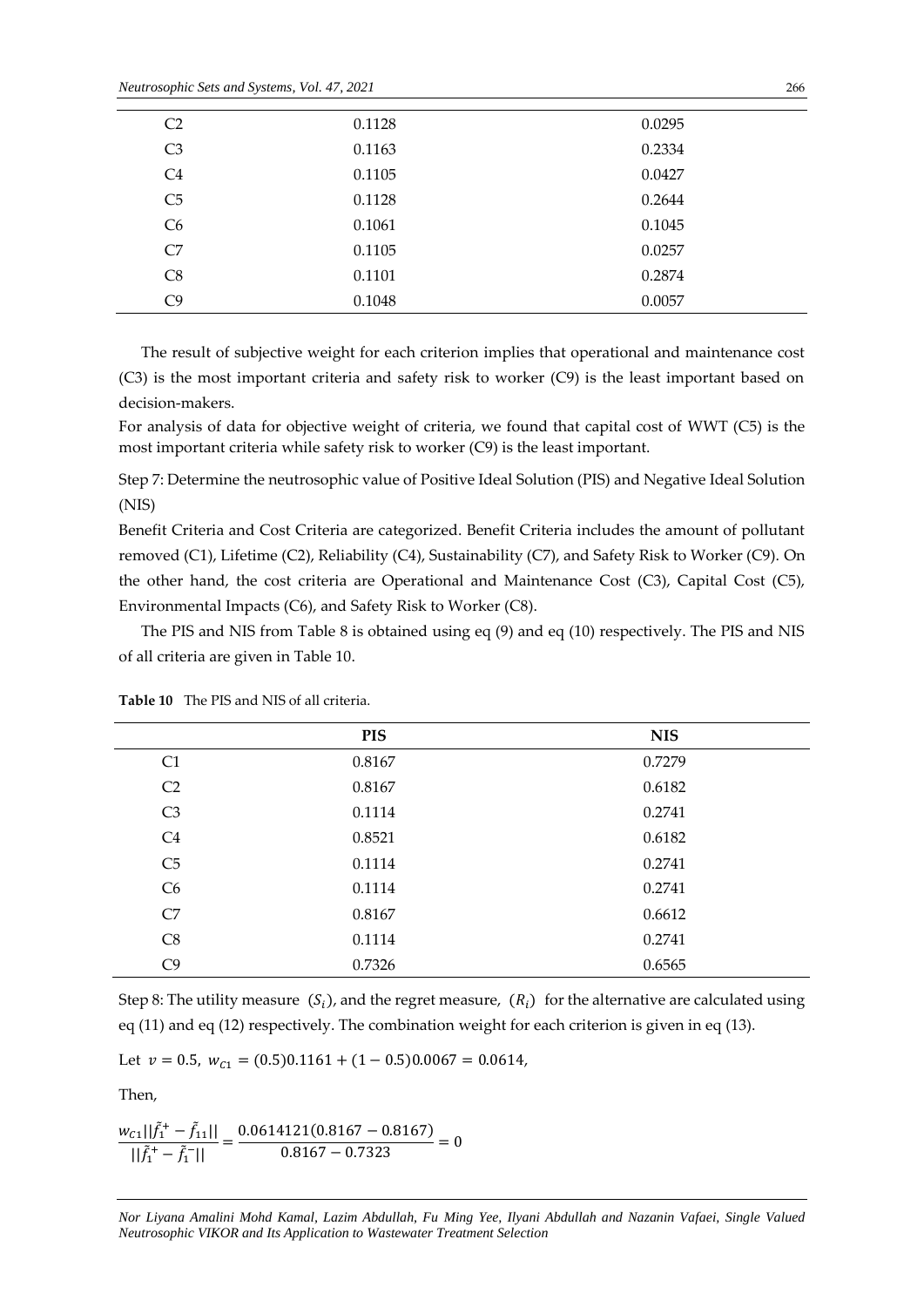| | | |
|---|---|---|
| C2 | 0.1128 | 0.0295 |
| C3 | 0.1163 | 0.2334 |
| C4 | 0.1105 | 0.0427 |
| C5 | 0.1128 | 0.2644 |
| C6 | 0.1061 | 0.1045 |
| C7 | 0.1105 | 0.0257 |
| C8 | 0.1101 | 0.2874 |
| C9 | 0.1048 | 0.0057 |

The result of subjective weight for each criterion implies that operational and maintenance cost (C3) is the most important criteria and safety risk to worker (C9) is the least important based on decision-makers.

For analysis of data for objective weight of criteria, we found that capital cost of WWT (C5) is the most important criteria while safety risk to worker (C9) is the least important.

Step 7: Determine the neutrosophic value of Positive Ideal Solution (PIS) and Negative Ideal Solution (NIS)

Benefit Criteria and Cost Criteria are categorized. Benefit Criteria includes the amount of pollutant removed (C1), Lifetime (C2), Reliability (C4), Sustainability (C7), and Safety Risk to Worker (C9). On the other hand, the cost criteria are Operational and Maintenance Cost (C3), Capital Cost (C5), Environmental Impacts (C6), and Safety Risk to Worker (C8).

The PIS and NIS from Table 8 is obtained using eq (9) and eq (10) respectively. The PIS and NIS of all criteria are given in Table 10.

**Table 10** The PIS and NIS of all criteria.

| | PIS | NIS |
|---|---|---|
| C1 | 0.8167 | 0.7279 |
| C2 | 0.8167 | 0.6182 |
| C3 | 0.1114 | 0.2741 |
| C4 | 0.8521 | 0.6182 |
| C5 | 0.1114 | 0.2741 |
| C6 | 0.1114 | 0.2741 |
| C7 | 0.8167 | 0.6612 |
| C8 | 0.1114 | 0.2741 |
| C9 | 0.7326 | 0.6565 |

Step 8: The utility measure $(S_i)$, and the regret measure, $(R_i)$ for the alternative are calculated using eq (11) and eq (12) respectively. The combination weight for each criterion is given in eq (13).

Let $v = 0.5,\ w_{C1} = (0.5)0.1161 + (1 - 0.5)0.0067 = 0.0614,$

Then,

$$\frac{w_{C1}||\tilde{f}_1^+ - \tilde{f}_{11}||}{||\tilde{f}_1^+ - \tilde{f}_1^-||} = \frac{0.0614121(0.8167 - 0.8167)}{0.8167 - 0.7323} = 0$$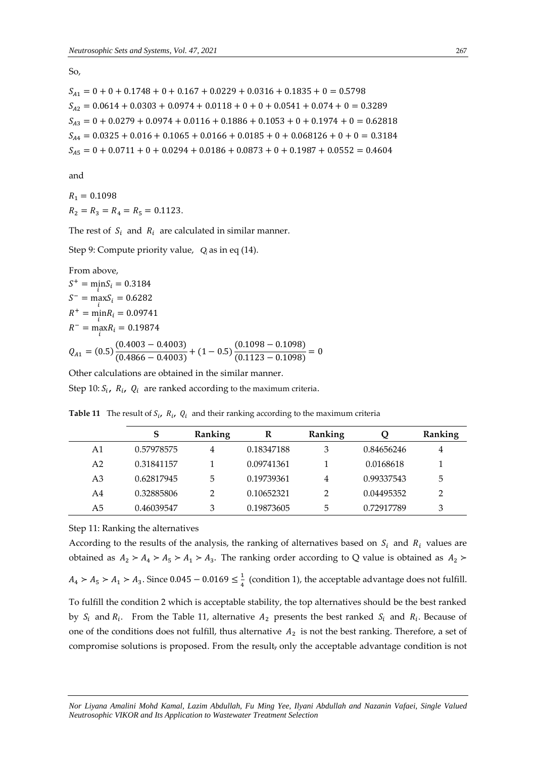So,

$S_{A1} = 0 + 0 + 0.1748 + 0 + 0.167 + 0.0229 + 0.0316 + 0.1835 + 0 = 0.5798$
$S_{A2} = 0.0614 + 0.0303 + 0.0974 + 0.0118 + 0 + 0 + 0.0541 + 0.074 + 0 = 0.3289$
$S_{A3} = 0 + 0.0279 + 0.0974 + 0.0116 + 0.1886 + 0.1053 + 0 + 0.1974 + 0 = 0.62818$
$S_{A4} = 0.0325 + 0.016 + 0.1065 + 0.0166 + 0.0185 + 0 + 0.068126 + 0 + 0 = 0.3184$
$S_{A5} = 0 + 0.0711 + 0 + 0.0294 + 0.0186 + 0.0873 + 0 + 0.1987 + 0.0552 = 0.4604$

and

$R_1 = 0.1098$
$R_2 = R_3 = R_4 = R_5 = 0.1123.$

The rest of $S_i$ and $R_i$ are calculated in similar manner.

Step 9: Compute priority value, $Q_i$ as in eq (14).

From above,
$S^+ = \min_i S_i = 0.3184$
$S^- = \max_i S_i = 0.6282$
$R^+ = \min_i R_i = 0.09741$
$R^- = \max_i R_i = 0.19874$

$$Q_{A1} = (0.5)\frac{(0.4003 - 0.4003)}{(0.4866 - 0.4003)} + (1 - 0.5)\frac{(0.1098 - 0.1098)}{(0.1123 - 0.1098)} = 0$$

Other calculations are obtained in the similar manner.

Step 10: $S_i$, $R_i$, $Q_i$ are ranked according to the maximum criteria.

**Table 11** The result of $S_i$, $R_i$, $Q_i$ and their ranking according to the maximum criteria

| | S | Ranking | R | Ranking | Q | Ranking |
|---|---|---|---|---|---|---|
| A1 | 0.57978575 | 4 | 0.18347188 | 3 | 0.84656246 | 4 |
| A2 | 0.31841157 | 1 | 0.09741361 | 1 | 0.0168618 | 1 |
| A3 | 0.62817945 | 5 | 0.19739361 | 4 | 0.99337543 | 5 |
| A4 | 0.32885806 | 2 | 0.10652321 | 2 | 0.04495352 | 2 |
| A5 | 0.46039547 | 3 | 0.19873605 | 5 | 0.72917789 | 3 |

Step 11: Ranking the alternatives

According to the results of the analysis, the ranking of alternatives based on $S_i$ and $R_i$ values are obtained as $A_2 \succ A_4 \succ A_5 \succ A_1 \succ A_3$. The ranking order according to Q value is obtained as $A_2 \succ A_4 \succ A_5 \succ A_1 \succ A_3$. Since $0.045 - 0.0169 \leq \frac{1}{4}$ (condition 1), the acceptable advantage does not fulfill.

To fulfill the condition 2 which is acceptable stability, the top alternatives should be the best ranked by $S_i$ and $R_i$. From the Table 11, alternative $A_2$ presents the best ranked $S_i$ and $R_i$. Because of one of the conditions does not fulfill, thus alternative $A_2$ is not the best ranking. Therefore, a set of compromise solutions is proposed. From the result, only the acceptable advantage condition is not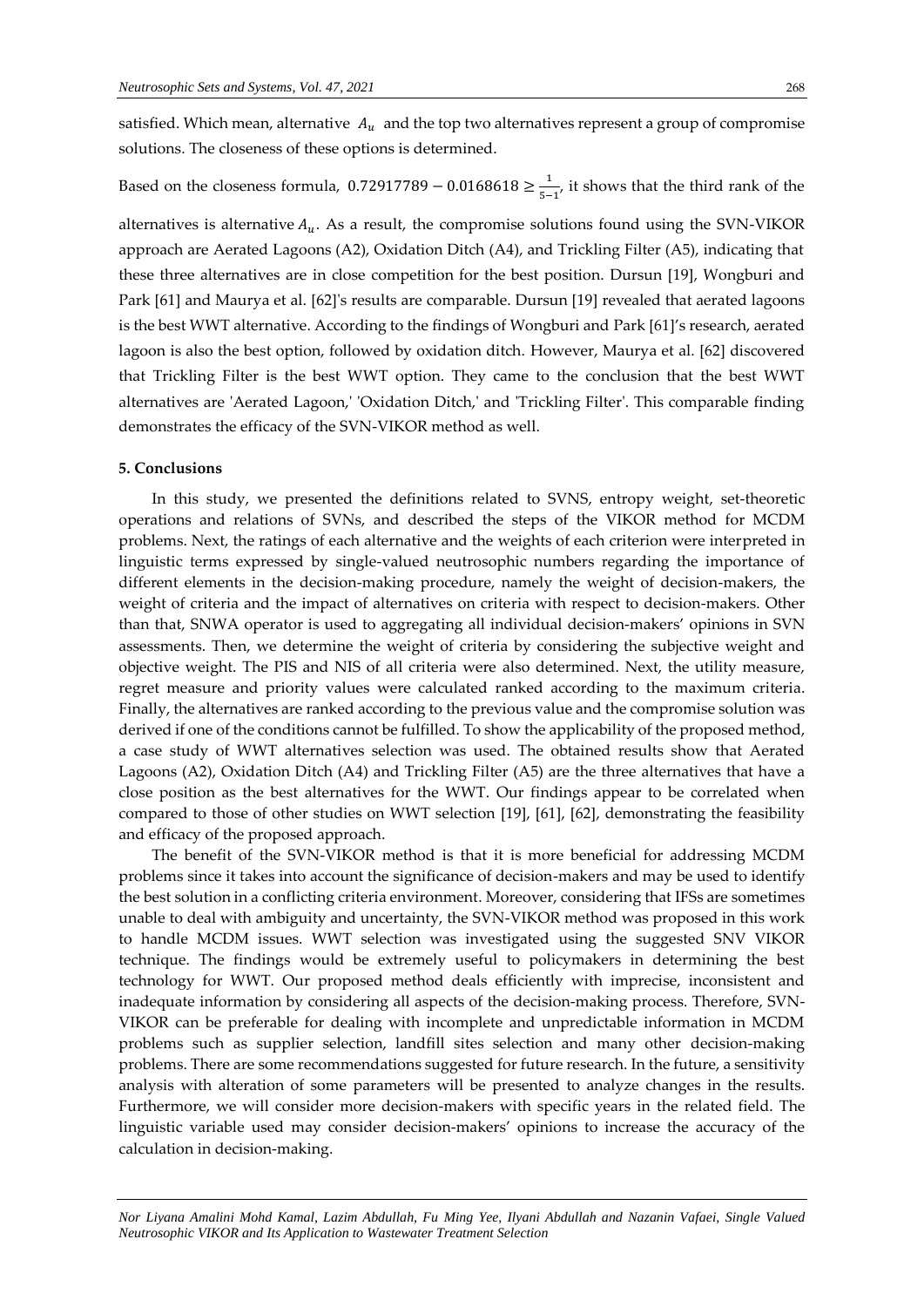satisfied. Which mean, alternative $A_u$ and the top two alternatives represent a group of compromise solutions. The closeness of these options is determined.

Based on the closeness formula, $0.72917789 - 0.0168618 \geq \frac{1}{5-1}$, it shows that the third rank of the alternatives is alternative $A_u$. As a result, the compromise solutions found using the SVN-VIKOR approach are Aerated Lagoons (A2), Oxidation Ditch (A4), and Trickling Filter (A5), indicating that these three alternatives are in close competition for the best position. Dursun [19], Wongburi and Park [61] and Maurya et al. [62]'s results are comparable. Dursun [19] revealed that aerated lagoons is the best WWT alternative. According to the findings of Wongburi and Park [61]'s research, aerated lagoon is also the best option, followed by oxidation ditch. However, Maurya et al. [62] discovered that Trickling Filter is the best WWT option. They came to the conclusion that the best WWT alternatives are 'Aerated Lagoon,' 'Oxidation Ditch,' and 'Trickling Filter'. This comparable finding demonstrates the efficacy of the SVN-VIKOR method as well.

## 5. Conclusions

In this study, we presented the definitions related to SVNS, entropy weight, set-theoretic operations and relations of SVNs, and described the steps of the VIKOR method for MCDM problems. Next, the ratings of each alternative and the weights of each criterion were interpreted in linguistic terms expressed by single-valued neutrosophic numbers regarding the importance of different elements in the decision-making procedure, namely the weight of decision-makers, the weight of criteria and the impact of alternatives on criteria with respect to decision-makers. Other than that, SNWA operator is used to aggregating all individual decision-makers' opinions in SVN assessments. Then, we determine the weight of criteria by considering the subjective weight and objective weight. The PIS and NIS of all criteria were also determined. Next, the utility measure, regret measure and priority values were calculated ranked according to the maximum criteria. Finally, the alternatives are ranked according to the previous value and the compromise solution was derived if one of the conditions cannot be fulfilled. To show the applicability of the proposed method, a case study of WWT alternatives selection was used. The obtained results show that Aerated Lagoons (A2), Oxidation Ditch (A4) and Trickling Filter (A5) are the three alternatives that have a close position as the best alternatives for the WWT. Our findings appear to be correlated when compared to those of other studies on WWT selection [19], [61], [62], demonstrating the feasibility and efficacy of the proposed approach.

The benefit of the SVN-VIKOR method is that it is more beneficial for addressing MCDM problems since it takes into account the significance of decision-makers and may be used to identify the best solution in a conflicting criteria environment. Moreover, considering that IFSs are sometimes unable to deal with ambiguity and uncertainty, the SVN-VIKOR method was proposed in this work to handle MCDM issues. WWT selection was investigated using the suggested SNV VIKOR technique. The findings would be extremely useful to policymakers in determining the best technology for WWT. Our proposed method deals efficiently with imprecise, inconsistent and inadequate information by considering all aspects of the decision-making process. Therefore, SVN-VIKOR can be preferable for dealing with incomplete and unpredictable information in MCDM problems such as supplier selection, landfill sites selection and many other decision-making problems. There are some recommendations suggested for future research. In the future, a sensitivity analysis with alteration of some parameters will be presented to analyze changes in the results. Furthermore, we will consider more decision-makers with specific years in the related field. The linguistic variable used may consider decision-makers' opinions to increase the accuracy of the calculation in decision-making.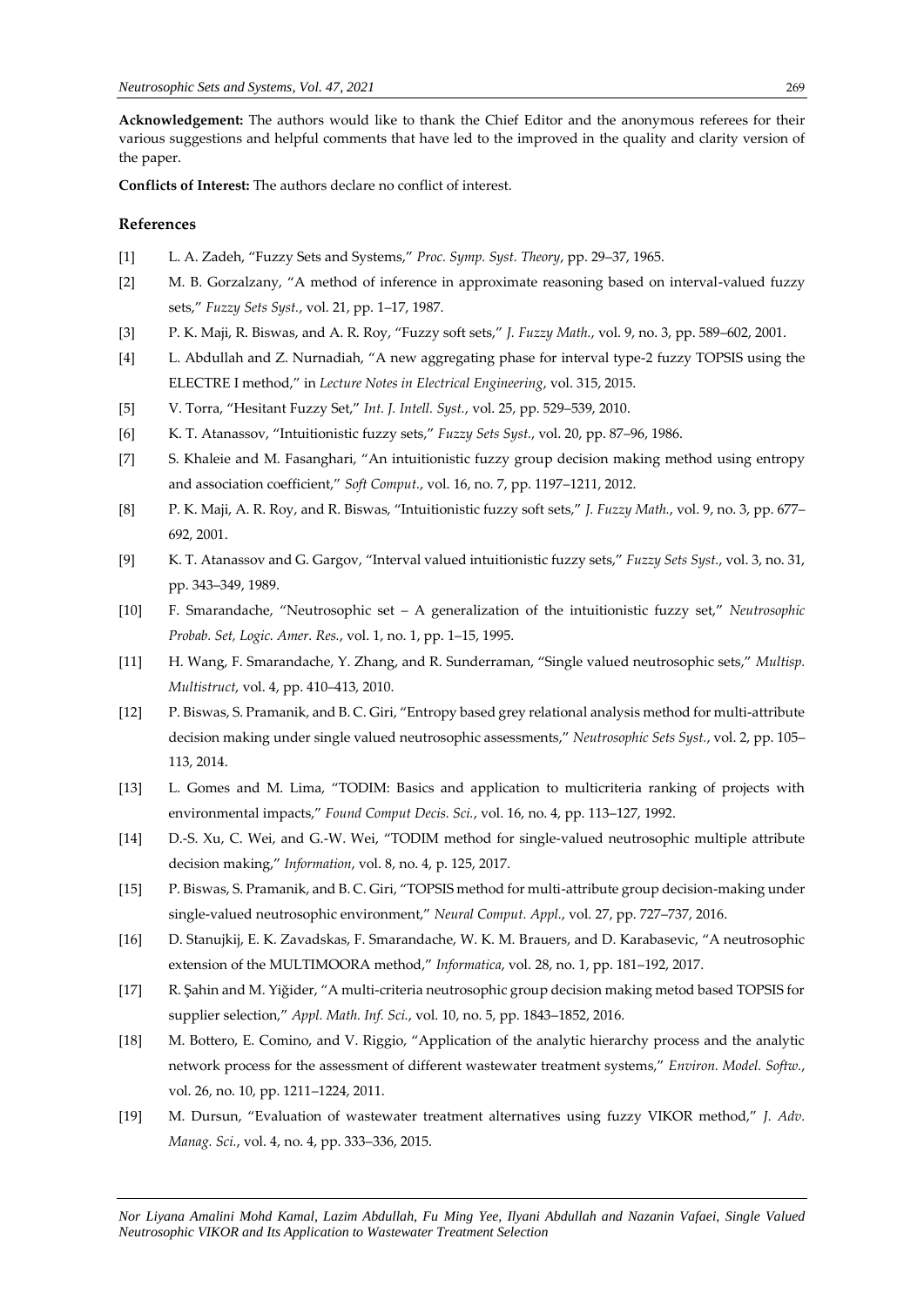**Acknowledgement:** The authors would like to thank the Chief Editor and the anonymous referees for their various suggestions and helpful comments that have led to the improved in the quality and clarity version of the paper.

**Conflicts of Interest:** The authors declare no conflict of interest.

## References

[1] L. A. Zadeh, "Fuzzy Sets and Systems," *Proc. Symp. Syst. Theory*, pp. 29–37, 1965.

[2] M. B. Gorzalzany, "A method of inference in approximate reasoning based on interval-valued fuzzy sets," *Fuzzy Sets Syst.*, vol. 21, pp. 1–17, 1987.

[3] P. K. Maji, R. Biswas, and A. R. Roy, "Fuzzy soft sets," *J. Fuzzy Math.*, vol. 9, no. 3, pp. 589–602, 2001.

[4] L. Abdullah and Z. Nurnadiah, "A new aggregating phase for interval type-2 fuzzy TOPSIS using the ELECTRE I method," in *Lecture Notes in Electrical Engineering*, vol. 315, 2015.

[5] V. Torra, "Hesitant Fuzzy Set," *Int. J. Intell. Syst.*, vol. 25, pp. 529–539, 2010.

[6] K. T. Atanassov, "Intuitionistic fuzzy sets," *Fuzzy Sets Syst.*, vol. 20, pp. 87–96, 1986.

[7] S. Khaleie and M. Fasanghari, "An intuitionistic fuzzy group decision making method using entropy and association coefficient," *Soft Comput.*, vol. 16, no. 7, pp. 1197–1211, 2012.

[8] P. K. Maji, A. R. Roy, and R. Biswas, "Intuitionistic fuzzy soft sets," *J. Fuzzy Math.*, vol. 9, no. 3, pp. 677–692, 2001.

[9] K. T. Atanassov and G. Gargov, "Interval valued intuitionistic fuzzy sets," *Fuzzy Sets Syst.*, vol. 3, no. 31, pp. 343–349, 1989.

[10] F. Smarandache, "Neutrosophic set – A generalization of the intuitionistic fuzzy set," *Neutrosophic Probab. Set, Logic. Amer. Res.*, vol. 1, no. 1, pp. 1–15, 1995.

[11] H. Wang, F. Smarandache, Y. Zhang, and R. Sunderraman, "Single valued neutrosophic sets," *Multisp. Multistruct*, vol. 4, pp. 410–413, 2010.

[12] P. Biswas, S. Pramanik, and B. C. Giri, "Entropy based grey relational analysis method for multi-attribute decision making under single valued neutrosophic assessments," *Neutrosophic Sets Syst.*, vol. 2, pp. 105–113, 2014.

[13] L. Gomes and M. Lima, "TODIM: Basics and application to multicriteria ranking of projects with environmental impacts," *Found Comput Decis. Sci.*, vol. 16, no. 4, pp. 113–127, 1992.

[14] D.-S. Xu, C. Wei, and G.-W. Wei, "TODIM method for single-valued neutrosophic multiple attribute decision making," *Information*, vol. 8, no. 4, p. 125, 2017.

[15] P. Biswas, S. Pramanik, and B. C. Giri, "TOPSIS method for multi-attribute group decision-making under single-valued neutrosophic environment," *Neural Comput. Appl.*, vol. 27, pp. 727–737, 2016.

[16] D. Stanujkij, E. K. Zavadskas, F. Smarandache, W. K. M. Brauers, and D. Karabasevic, "A neutrosophic extension of the MULTIMOORA method," *Informatica*, vol. 28, no. 1, pp. 181–192, 2017.

[17] R. Şahin and M. Yiğider, "A multi-criteria neutrosophic group decision making metod based TOPSIS for supplier selection," *Appl. Math. Inf. Sci.*, vol. 10, no. 5, pp. 1843–1852, 2016.

[18] M. Bottero, E. Comino, and V. Riggio, "Application of the analytic hierarchy process and the analytic network process for the assessment of different wastewater treatment systems," *Environ. Model. Softw.*, vol. 26, no. 10, pp. 1211–1224, 2011.

[19] M. Dursun, "Evaluation of wastewater treatment alternatives using fuzzy VIKOR method," *J. Adv. Manag. Sci.*, vol. 4, no. 4, pp. 333–336, 2015.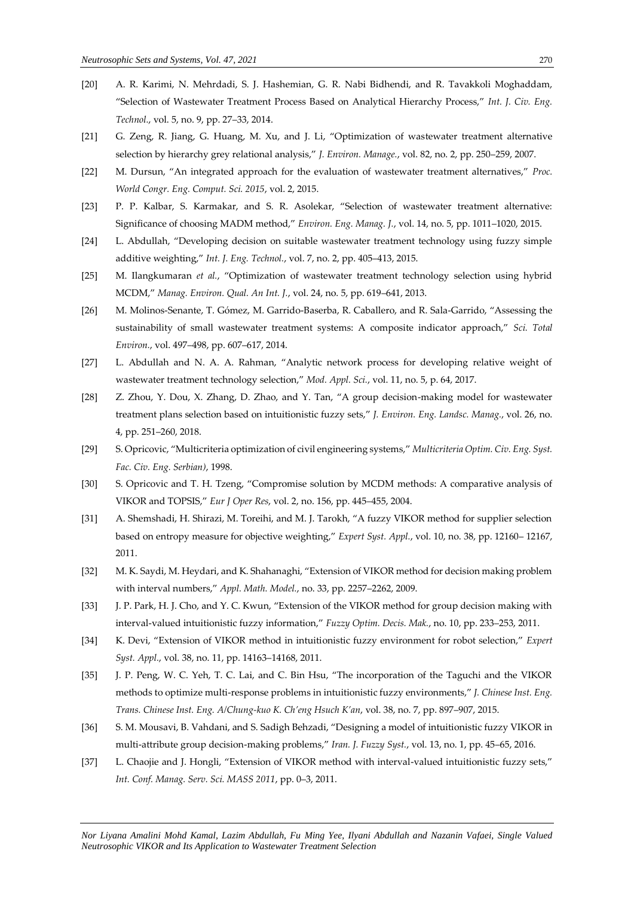[20] A. R. Karimi, N. Mehrdadi, S. J. Hashemian, G. R. Nabi Bidhendi, and R. Tavakkoli Moghaddam, "Selection of Wastewater Treatment Process Based on Analytical Hierarchy Process," *Int. J. Civ. Eng. Technol.*, vol. 5, no. 9, pp. 27–33, 2014.

[21] G. Zeng, R. Jiang, G. Huang, M. Xu, and J. Li, "Optimization of wastewater treatment alternative selection by hierarchy grey relational analysis," *J. Environ. Manage.*, vol. 82, no. 2, pp. 250–259, 2007.

[22] M. Dursun, "An integrated approach for the evaluation of wastewater treatment alternatives," *Proc. World Congr. Eng. Comput. Sci. 2015*, vol. 2, 2015.

[23] P. P. Kalbar, S. Karmakar, and S. R. Asolekar, "Selection of wastewater treatment alternative: Significance of choosing MADM method," *Environ. Eng. Manag. J.*, vol. 14, no. 5, pp. 1011–1020, 2015.

[24] L. Abdullah, "Developing decision on suitable wastewater treatment technology using fuzzy simple additive weighting," *Int. J. Eng. Technol.*, vol. 7, no. 2, pp. 405–413, 2015.

[25] M. Ilangkumaran *et al.*, "Optimization of wastewater treatment technology selection using hybrid MCDM," *Manag. Environ. Qual. An Int. J.*, vol. 24, no. 5, pp. 619–641, 2013.

[26] M. Molinos-Senante, T. Gómez, M. Garrido-Baserba, R. Caballero, and R. Sala-Garrido, "Assessing the sustainability of small wastewater treatment systems: A composite indicator approach," *Sci. Total Environ.*, vol. 497–498, pp. 607–617, 2014.

[27] L. Abdullah and N. A. A. Rahman, "Analytic network process for developing relative weight of wastewater treatment technology selection," *Mod. Appl. Sci.*, vol. 11, no. 5, p. 64, 2017.

[28] Z. Zhou, Y. Dou, X. Zhang, D. Zhao, and Y. Tan, "A group decision-making model for wastewater treatment plans selection based on intuitionistic fuzzy sets," *J. Environ. Eng. Landsc. Manag.*, vol. 26, no. 4, pp. 251–260, 2018.

[29] S. Opricovic, "Multicriteria optimization of civil engineering systems," *Multicriteria Optim. Civ. Eng. Syst. Fac. Civ. Eng. Serbian)*, 1998.

[30] S. Opricovic and T. H. Tzeng, "Compromise solution by MCDM methods: A comparative analysis of VIKOR and TOPSIS," *Eur J Oper Res*, vol. 2, no. 156, pp. 445–455, 2004.

[31] A. Shemshadi, H. Shirazi, M. Toreihi, and M. J. Tarokh, "A fuzzy VIKOR method for supplier selection based on entropy measure for objective weighting," *Expert Syst. Appl.*, vol. 10, no. 38, pp. 12160– 12167, 2011.

[32] M. K. Saydi, M. Heydari, and K. Shahanaghi, "Extension of VIKOR method for decision making problem with interval numbers," *Appl. Math. Model.*, no. 33, pp. 2257–2262, 2009.

[33] J. P. Park, H. J. Cho, and Y. C. Kwun, "Extension of the VIKOR method for group decision making with interval-valued intuitionistic fuzzy information," *Fuzzy Optim. Decis. Mak.*, no. 10, pp. 233–253, 2011.

[34] K. Devi, "Extension of VIKOR method in intuitionistic fuzzy environment for robot selection," *Expert Syst. Appl.*, vol. 38, no. 11, pp. 14163–14168, 2011.

[35] J. P. Peng, W. C. Yeh, T. C. Lai, and C. Bin Hsu, "The incorporation of the Taguchi and the VIKOR methods to optimize multi-response problems in intuitionistic fuzzy environments," *J. Chinese Inst. Eng. Trans. Chinese Inst. Eng. A/Chung-kuo K. Ch'eng Hsuch K'an*, vol. 38, no. 7, pp. 897–907, 2015.

[36] S. M. Mousavi, B. Vahdani, and S. Sadigh Behzadi, "Designing a model of intuitionistic fuzzy VIKOR in multi-attribute group decision-making problems," *Iran. J. Fuzzy Syst.*, vol. 13, no. 1, pp. 45–65, 2016.

[37] L. Chaojie and J. Hongli, "Extension of VIKOR method with interval-valued intuitionistic fuzzy sets," *Int. Conf. Manag. Serv. Sci. MASS 2011*, pp. 0–3, 2011.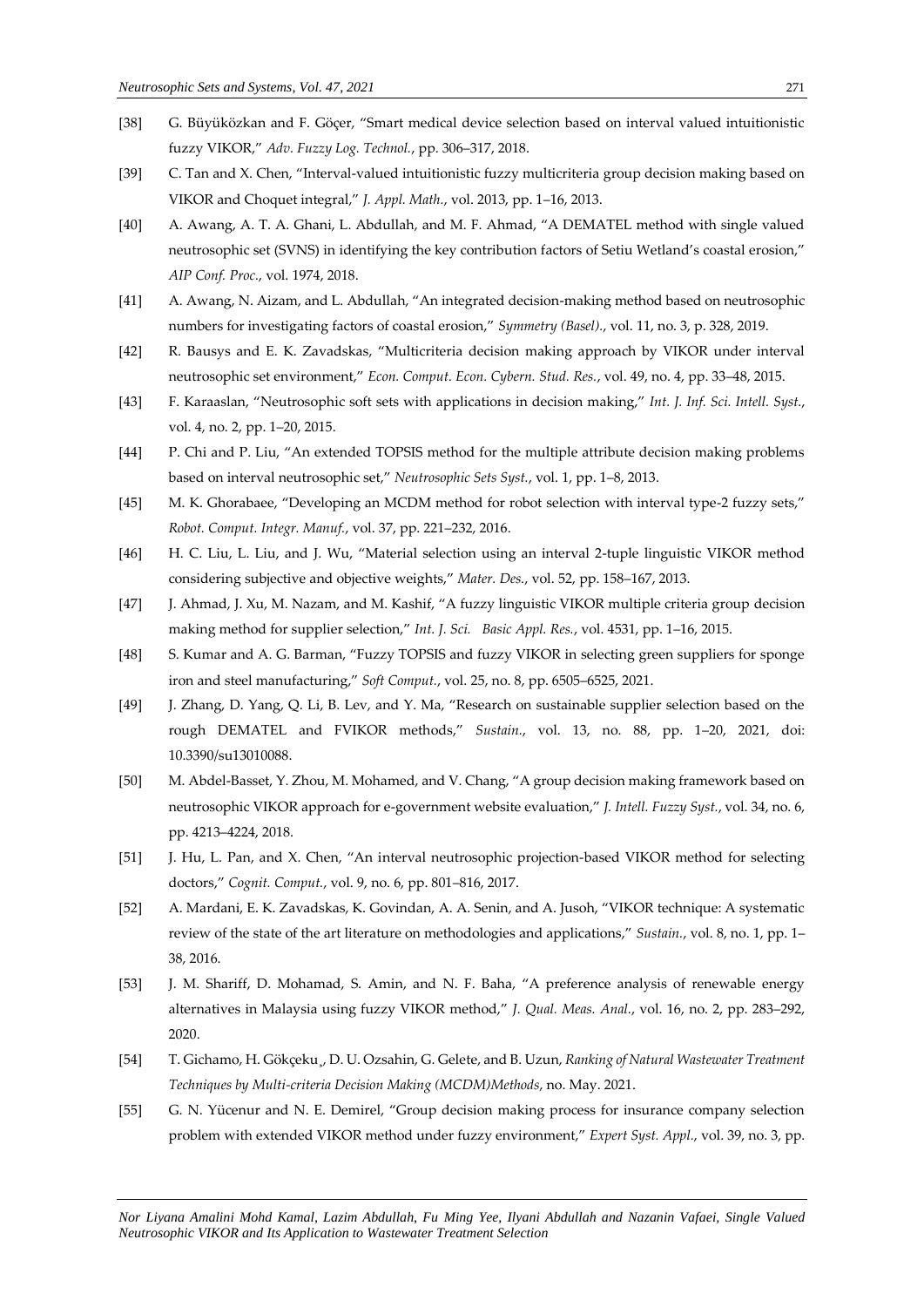[38] G. Büyüközkan and F. Göçer, "Smart medical device selection based on interval valued intuitionistic fuzzy VIKOR," *Adv. Fuzzy Log. Technol.*, pp. 306–317, 2018.

[39] C. Tan and X. Chen, "Interval-valued intuitionistic fuzzy multicriteria group decision making based on VIKOR and Choquet integral," *J. Appl. Math.*, vol. 2013, pp. 1–16, 2013.

[40] A. Awang, A. T. A. Ghani, L. Abdullah, and M. F. Ahmad, "A DEMATEL method with single valued neutrosophic set (SVNS) in identifying the key contribution factors of Setiu Wetland's coastal erosion," *AIP Conf. Proc.*, vol. 1974, 2018.

[41] A. Awang, N. Aizam, and L. Abdullah, "An integrated decision-making method based on neutrosophic numbers for investigating factors of coastal erosion," *Symmetry (Basel).*, vol. 11, no. 3, p. 328, 2019.

[42] R. Bausys and E. K. Zavadskas, "Multicriteria decision making approach by VIKOR under interval neutrosophic set environment," *Econ. Comput. Econ. Cybern. Stud. Res.*, vol. 49, no. 4, pp. 33–48, 2015.

[43] F. Karaaslan, "Neutrosophic soft sets with applications in decision making," *Int. J. Inf. Sci. Intell. Syst.*, vol. 4, no. 2, pp. 1–20, 2015.

[44] P. Chi and P. Liu, "An extended TOPSIS method for the multiple attribute decision making problems based on interval neutrosophic set," *Neutrosophic Sets Syst.*, vol. 1, pp. 1–8, 2013.

[45] M. K. Ghorabaee, "Developing an MCDM method for robot selection with interval type-2 fuzzy sets," *Robot. Comput. Integr. Manuf.*, vol. 37, pp. 221–232, 2016.

[46] H. C. Liu, L. Liu, and J. Wu, "Material selection using an interval 2-tuple linguistic VIKOR method considering subjective and objective weights," *Mater. Des.*, vol. 52, pp. 158–167, 2013.

[47] J. Ahmad, J. Xu, M. Nazam, and M. Kashif, "A fuzzy linguistic VIKOR multiple criteria group decision making method for supplier selection," *Int. J. Sci. Basic Appl. Res.*, vol. 4531, pp. 1–16, 2015.

[48] S. Kumar and A. G. Barman, "Fuzzy TOPSIS and fuzzy VIKOR in selecting green suppliers for sponge iron and steel manufacturing," *Soft Comput.*, vol. 25, no. 8, pp. 6505–6525, 2021.

[49] J. Zhang, D. Yang, Q. Li, B. Lev, and Y. Ma, "Research on sustainable supplier selection based on the rough DEMATEL and FVIKOR methods," *Sustain.*, vol. 13, no. 88, pp. 1–20, 2021, doi: 10.3390/su13010088.

[50] M. Abdel-Basset, Y. Zhou, M. Mohamed, and V. Chang, "A group decision making framework based on neutrosophic VIKOR approach for e-government website evaluation," *J. Intell. Fuzzy Syst.*, vol. 34, no. 6, pp. 4213–4224, 2018.

[51] J. Hu, L. Pan, and X. Chen, "An interval neutrosophic projection-based VIKOR method for selecting doctors," *Cognit. Comput.*, vol. 9, no. 6, pp. 801–816, 2017.

[52] A. Mardani, E. K. Zavadskas, K. Govindan, A. A. Senin, and A. Jusoh, "VIKOR technique: A systematic review of the state of the art literature on methodologies and applications," *Sustain.*, vol. 8, no. 1, pp. 1–38, 2016.

[53] J. M. Shariff, D. Mohamad, S. Amin, and N. F. Baha, "A preference analysis of renewable energy alternatives in Malaysia using fuzzy VIKOR method," *J. Qual. Meas. Anal.*, vol. 16, no. 2, pp. 283–292, 2020.

[54] T. Gichamo, H. Gökçeku¸, D. U. Ozsahin, G. Gelete, and B. Uzun, *Ranking of Natural Wastewater Treatment Techniques by Multi-criteria Decision Making (MCDM)Methods*, no. May. 2021.

[55] G. N. Yücenur and N. E. Demirel, "Group decision making process for insurance company selection problem with extended VIKOR method under fuzzy environment," *Expert Syst. Appl.*, vol. 39, no. 3, pp.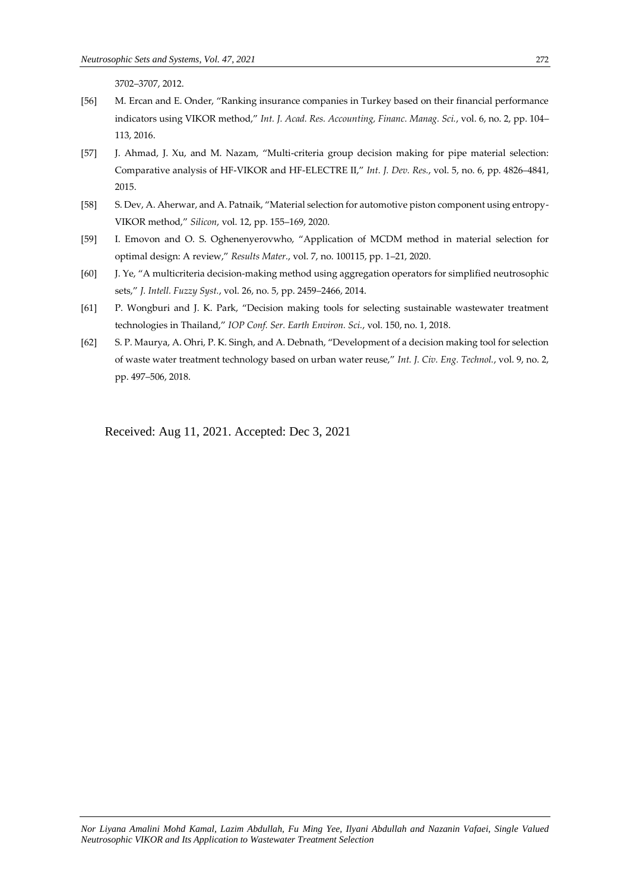3702–3707, 2012.

[56] M. Ercan and E. Onder, "Ranking insurance companies in Turkey based on their financial performance indicators using VIKOR method," *Int. J. Acad. Res. Accounting, Financ. Manag. Sci.*, vol. 6, no. 2, pp. 104–113, 2016.

[57] J. Ahmad, J. Xu, and M. Nazam, "Multi-criteria group decision making for pipe material selection: Comparative analysis of HF-VIKOR and HF-ELECTRE II," *Int. J. Dev. Res.*, vol. 5, no. 6, pp. 4826–4841, 2015.

[58] S. Dev, A. Aherwar, and A. Patnaik, "Material selection for automotive piston component using entropy-VIKOR method," *Silicon*, vol. 12, pp. 155–169, 2020.

[59] I. Emovon and O. S. Oghenenyerovwho, "Application of MCDM method in material selection for optimal design: A review," *Results Mater.*, vol. 7, no. 100115, pp. 1–21, 2020.

[60] J. Ye, "A multicriteria decision-making method using aggregation operators for simplified neutrosophic sets," *J. Intell. Fuzzy Syst.*, vol. 26, no. 5, pp. 2459–2466, 2014.

[61] P. Wongburi and J. K. Park, "Decision making tools for selecting sustainable wastewater treatment technologies in Thailand," *IOP Conf. Ser. Earth Environ. Sci.*, vol. 150, no. 1, 2018.

[62] S. P. Maurya, A. Ohri, P. K. Singh, and A. Debnath, "Development of a decision making tool for selection of waste water treatment technology based on urban water reuse," *Int. J. Civ. Eng. Technol.*, vol. 9, no. 2, pp. 497–506, 2018.

Received: Aug 11, 2021. Accepted: Dec 3, 2021